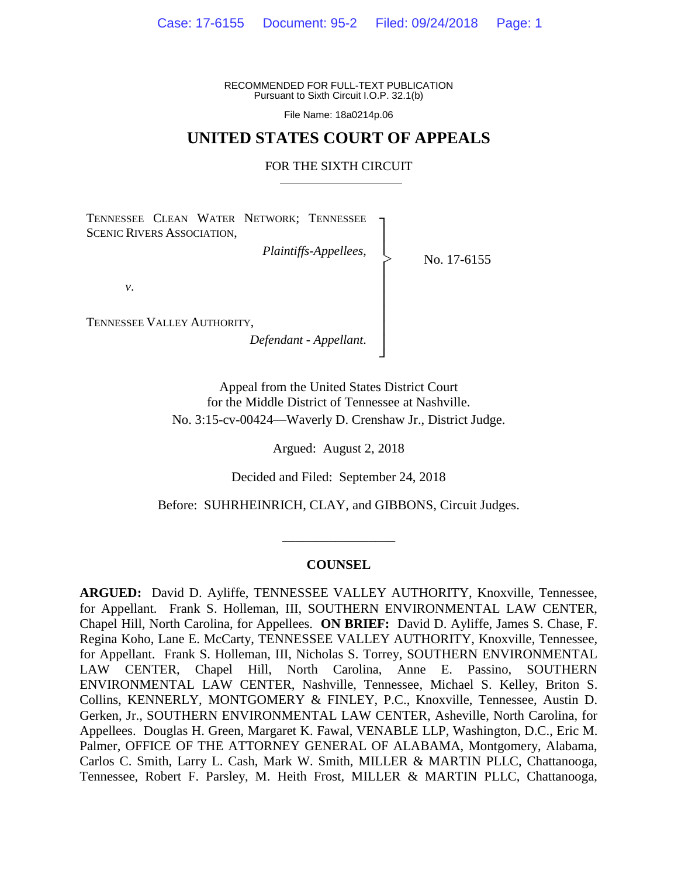RECOMMENDED FOR FULL-TEXT PUBLICATION
Pursuant to Sixth Circuit I.O.P. 32.1(b)

File Name: 18a0214p.06

# UNITED STATES COURT OF APPEALS

## FOR THE SIXTH CIRCUIT

TENNESSEE CLEAN WATER NETWORK; TENNESSEE SCENIC RIVERS ASSOCIATION,

*Plaintiffs-Appellees*,

*v*.

TENNESSEE VALLEY AUTHORITY,

*Defendant - Appellant*.

No. 17-6155

Appeal from the United States District Court
for the Middle District of Tennessee at Nashville.
No. 3:15-cv-00424—Waverly D. Crenshaw Jr., District Judge.

Argued: August 2, 2018

Decided and Filed: September 24, 2018

Before: SUHRHEINRICH, CLAY, and GIBBONS, Circuit Judges.

---

### COUNSEL

**ARGUED:** David D. Ayliffe, TENNESSEE VALLEY AUTHORITY, Knoxville, Tennessee, for Appellant. Frank S. Holleman, III, SOUTHERN ENVIRONMENTAL LAW CENTER, Chapel Hill, North Carolina, for Appellees. **ON BRIEF:** David D. Ayliffe, James S. Chase, F. Regina Koho, Lane E. McCarty, TENNESSEE VALLEY AUTHORITY, Knoxville, Tennessee, for Appellant. Frank S. Holleman, III, Nicholas S. Torrey, SOUTHERN ENVIRONMENTAL LAW CENTER, Chapel Hill, North Carolina, Anne E. Passino, SOUTHERN ENVIRONMENTAL LAW CENTER, Nashville, Tennessee, Michael S. Kelley, Briton S. Collins, KENNERLY, MONTGOMERY & FINLEY, P.C., Knoxville, Tennessee, Austin D. Gerken, Jr., SOUTHERN ENVIRONMENTAL LAW CENTER, Asheville, North Carolina, for Appellees. Douglas H. Green, Margaret K. Fawal, VENABLE LLP, Washington, D.C., Eric M. Palmer, OFFICE OF THE ATTORNEY GENERAL OF ALABAMA, Montgomery, Alabama, Carlos C. Smith, Larry L. Cash, Mark W. Smith, MILLER & MARTIN PLLC, Chattanooga, Tennessee, Robert F. Parsley, M. Heith Frost, MILLER & MARTIN PLLC, Chattanooga,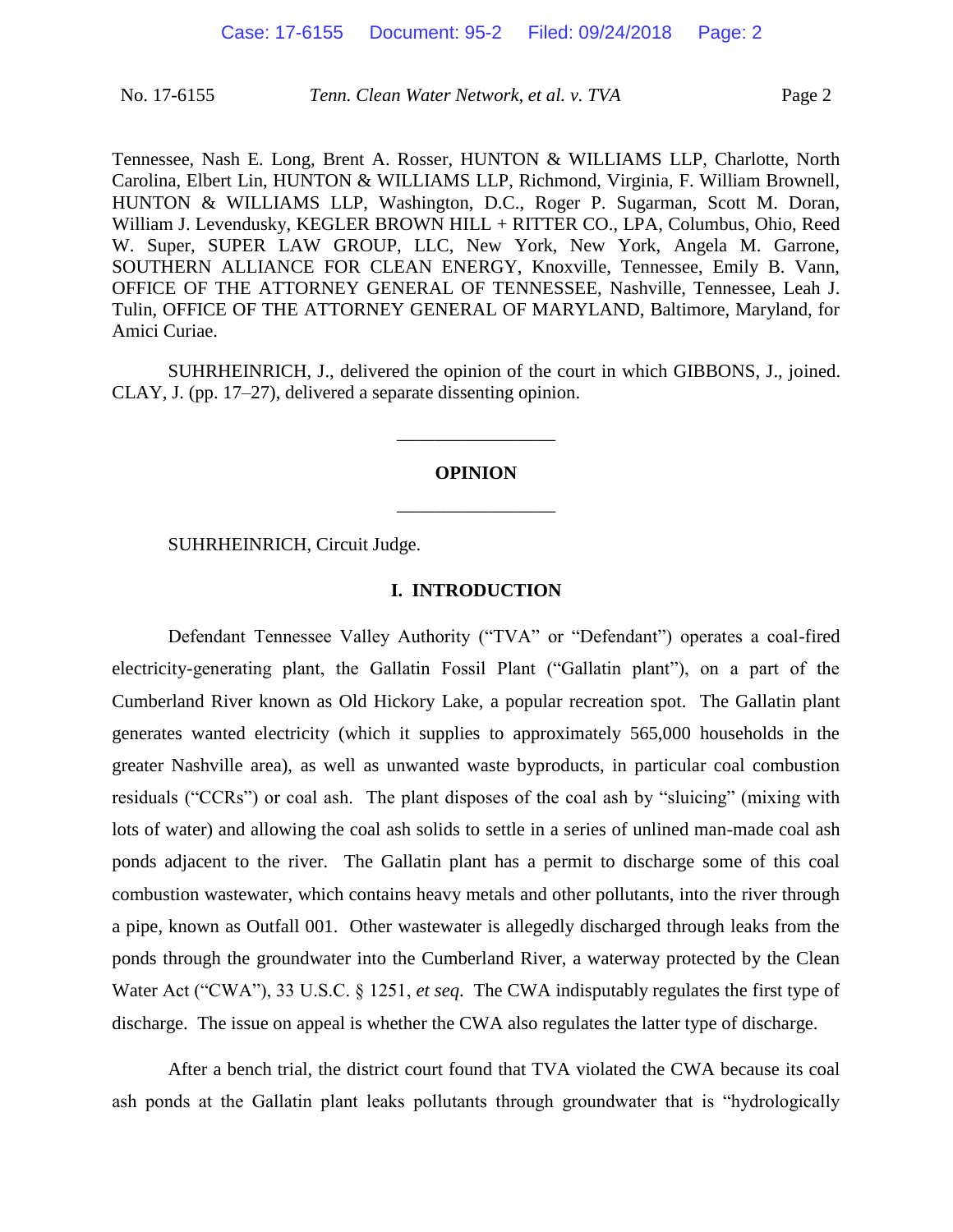Tennessee, Nash E. Long, Brent A. Rosser, HUNTON & WILLIAMS LLP, Charlotte, North Carolina, Elbert Lin, HUNTON & WILLIAMS LLP, Richmond, Virginia, F. William Brownell, HUNTON & WILLIAMS LLP, Washington, D.C., Roger P. Sugarman, Scott M. Doran, William J. Levendusky, KEGLER BROWN HILL + RITTER CO., LPA, Columbus, Ohio, Reed W. Super, SUPER LAW GROUP, LLC, New York, New York, Angela M. Garrone, SOUTHERN ALLIANCE FOR CLEAN ENERGY, Knoxville, Tennessee, Emily B. Vann, OFFICE OF THE ATTORNEY GENERAL OF TENNESSEE, Nashville, Tennessee, Leah J. Tulin, OFFICE OF THE ATTORNEY GENERAL OF MARYLAND, Baltimore, Maryland, for Amici Curiae.

SUHRHEINRICH, J., delivered the opinion of the court in which GIBBONS, J., joined. CLAY, J. (pp. 17–27), delivered a separate dissenting opinion.

---

**OPINION**

---

SUHRHEINRICH, Circuit Judge.

## I. INTRODUCTION

Defendant Tennessee Valley Authority ("TVA" or "Defendant") operates a coal-fired electricity-generating plant, the Gallatin Fossil Plant ("Gallatin plant"), on a part of the Cumberland River known as Old Hickory Lake, a popular recreation spot. The Gallatin plant generates wanted electricity (which it supplies to approximately 565,000 households in the greater Nashville area), as well as unwanted waste byproducts, in particular coal combustion residuals ("CCRs") or coal ash. The plant disposes of the coal ash by "sluicing" (mixing with lots of water) and allowing the coal ash solids to settle in a series of unlined man-made coal ash ponds adjacent to the river. The Gallatin plant has a permit to discharge some of this coal combustion wastewater, which contains heavy metals and other pollutants, into the river through a pipe, known as Outfall 001. Other wastewater is allegedly discharged through leaks from the ponds through the groundwater into the Cumberland River, a waterway protected by the Clean Water Act ("CWA"), 33 U.S.C. § 1251, *et seq*. The CWA indisputably regulates the first type of discharge. The issue on appeal is whether the CWA also regulates the latter type of discharge.

After a bench trial, the district court found that TVA violated the CWA because its coal ash ponds at the Gallatin plant leaks pollutants through groundwater that is "hydrologically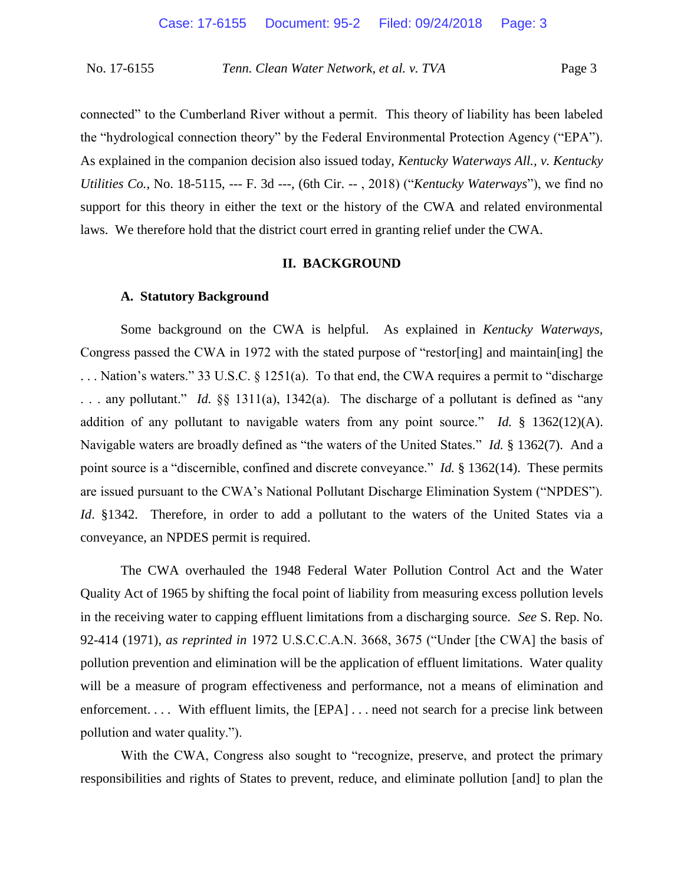connected" to the Cumberland River without a permit. This theory of liability has been labeled the "hydrological connection theory" by the Federal Environmental Protection Agency ("EPA"). As explained in the companion decision also issued today, *Kentucky Waterways All., v. Kentucky Utilities Co.*, No. 18-5115, --- F. 3d ---, (6th Cir. -- , 2018) ("*Kentucky Waterways*"), we find no support for this theory in either the text or the history of the CWA and related environmental laws. We therefore hold that the district court erred in granting relief under the CWA.

## II. BACKGROUND

### A. Statutory Background

Some background on the CWA is helpful. As explained in *Kentucky Waterways*, Congress passed the CWA in 1972 with the stated purpose of "restor[ing] and maintain[ing] the . . . Nation's waters." 33 U.S.C. § 1251(a). To that end, the CWA requires a permit to "discharge . . . any pollutant." *Id.* §§ 1311(a), 1342(a). The discharge of a pollutant is defined as "any addition of any pollutant to navigable waters from any point source." *Id.* § 1362(12)(A). Navigable waters are broadly defined as "the waters of the United States." *Id.* § 1362(7). And a point source is a "discernible, confined and discrete conveyance." *Id.* § 1362(14). These permits are issued pursuant to the CWA's National Pollutant Discharge Elimination System ("NPDES"). *Id*. §1342. Therefore, in order to add a pollutant to the waters of the United States via a conveyance, an NPDES permit is required.

The CWA overhauled the 1948 Federal Water Pollution Control Act and the Water Quality Act of 1965 by shifting the focal point of liability from measuring excess pollution levels in the receiving water to capping effluent limitations from a discharging source. *See* S. Rep. No. 92-414 (1971), *as reprinted in* 1972 U.S.C.C.A.N. 3668, 3675 ("Under [the CWA] the basis of pollution prevention and elimination will be the application of effluent limitations. Water quality will be a measure of program effectiveness and performance, not a means of elimination and enforcement. . . . With effluent limits, the [EPA] . . . need not search for a precise link between pollution and water quality.").

With the CWA, Congress also sought to "recognize, preserve, and protect the primary responsibilities and rights of States to prevent, reduce, and eliminate pollution [and] to plan the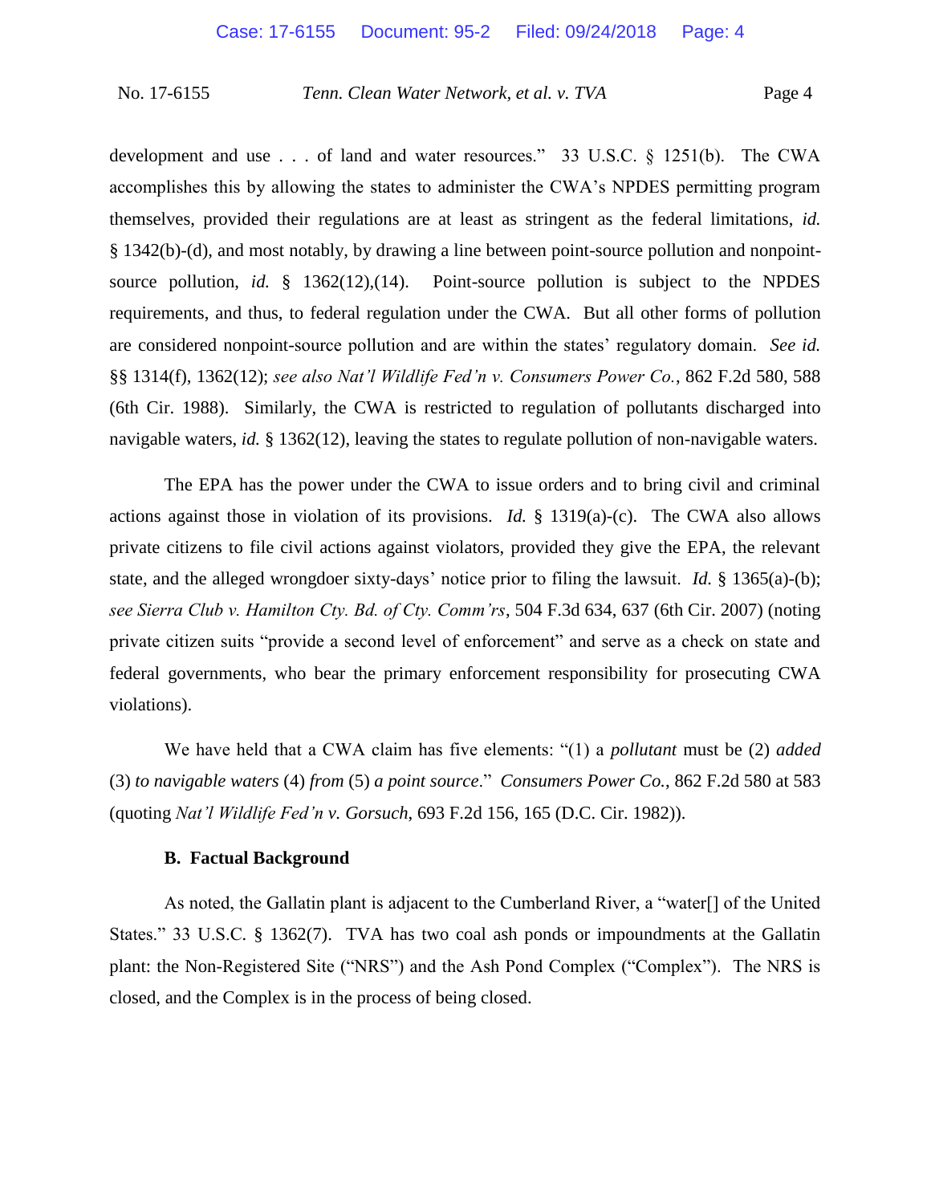development and use . . . of land and water resources." 33 U.S.C. § 1251(b). The CWA accomplishes this by allowing the states to administer the CWA's NPDES permitting program themselves, provided their regulations are at least as stringent as the federal limitations, *id.* § 1342(b)-(d), and most notably, by drawing a line between point-source pollution and nonpoint-source pollution, *id.* § 1362(12),(14). Point-source pollution is subject to the NPDES requirements, and thus, to federal regulation under the CWA. But all other forms of pollution are considered nonpoint-source pollution and are within the states' regulatory domain. *See id.* §§ 1314(f), 1362(12); *see also Nat'l Wildlife Fed'n v. Consumers Power Co.*, 862 F.2d 580, 588 (6th Cir. 1988). Similarly, the CWA is restricted to regulation of pollutants discharged into navigable waters, *id.* § 1362(12), leaving the states to regulate pollution of non-navigable waters.

The EPA has the power under the CWA to issue orders and to bring civil and criminal actions against those in violation of its provisions. *Id.* § 1319(a)-(c). The CWA also allows private citizens to file civil actions against violators, provided they give the EPA, the relevant state, and the alleged wrongdoer sixty-days' notice prior to filing the lawsuit. *Id.* § 1365(a)-(b); *see Sierra Club v. Hamilton Cty. Bd. of Cty. Comm'rs*, 504 F.3d 634, 637 (6th Cir. 2007) (noting private citizen suits "provide a second level of enforcement" and serve as a check on state and federal governments, who bear the primary enforcement responsibility for prosecuting CWA violations).

We have held that a CWA claim has five elements: "(1) a *pollutant* must be (2) *added* (3) *to navigable waters* (4) *from* (5) *a point source*." *Consumers Power Co.*, 862 F.2d 580 at 583 (quoting *Nat'l Wildlife Fed'n v. Gorsuch*, 693 F.2d 156, 165 (D.C. Cir. 1982)).

### B. Factual Background

As noted, the Gallatin plant is adjacent to the Cumberland River, a "water[] of the United States." 33 U.S.C. § 1362(7). TVA has two coal ash ponds or impoundments at the Gallatin plant: the Non-Registered Site ("NRS") and the Ash Pond Complex ("Complex"). The NRS is closed, and the Complex is in the process of being closed.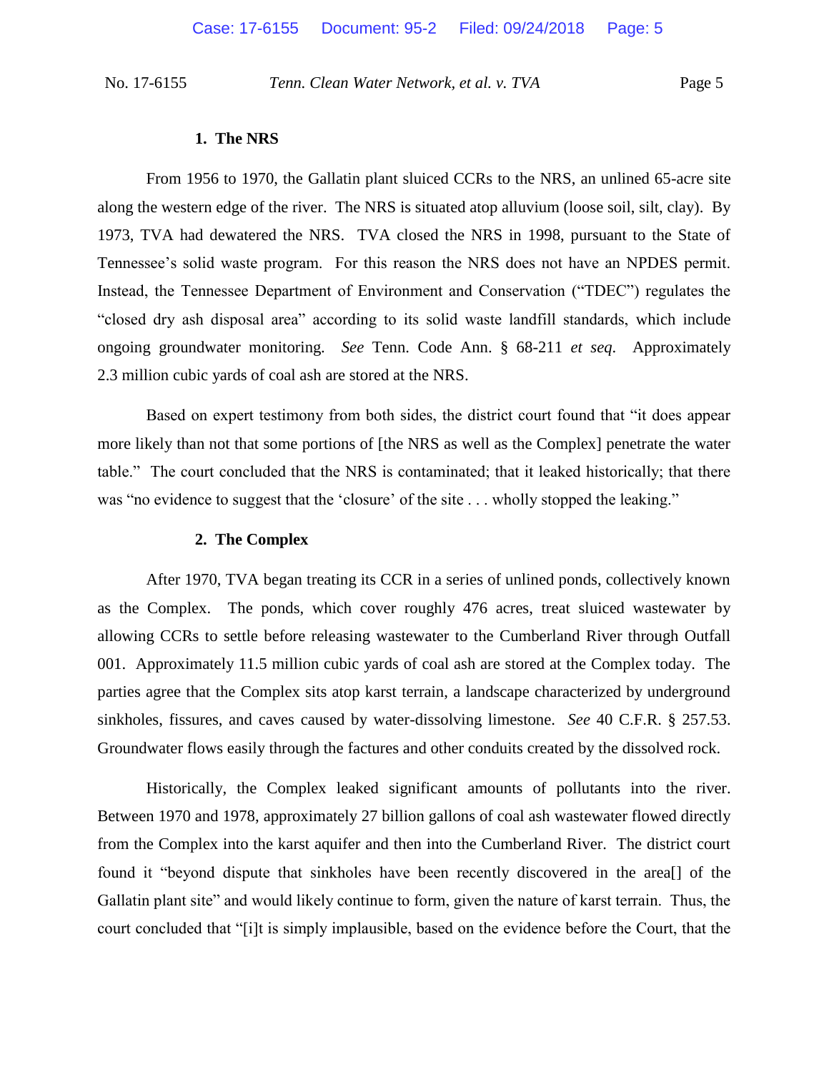#### 1. The NRS

From 1956 to 1970, the Gallatin plant sluiced CCRs to the NRS, an unlined 65-acre site along the western edge of the river. The NRS is situated atop alluvium (loose soil, silt, clay). By 1973, TVA had dewatered the NRS. TVA closed the NRS in 1998, pursuant to the State of Tennessee's solid waste program. For this reason the NRS does not have an NPDES permit. Instead, the Tennessee Department of Environment and Conservation ("TDEC") regulates the "closed dry ash disposal area" according to its solid waste landfill standards, which include ongoing groundwater monitoring. *See* Tenn. Code Ann. § 68-211 *et seq*. Approximately 2.3 million cubic yards of coal ash are stored at the NRS.

Based on expert testimony from both sides, the district court found that "it does appear more likely than not that some portions of [the NRS as well as the Complex] penetrate the water table." The court concluded that the NRS is contaminated; that it leaked historically; that there was "no evidence to suggest that the 'closure' of the site . . . wholly stopped the leaking."

#### 2. The Complex

After 1970, TVA began treating its CCR in a series of unlined ponds, collectively known as the Complex. The ponds, which cover roughly 476 acres, treat sluiced wastewater by allowing CCRs to settle before releasing wastewater to the Cumberland River through Outfall 001. Approximately 11.5 million cubic yards of coal ash are stored at the Complex today. The parties agree that the Complex sits atop karst terrain, a landscape characterized by underground sinkholes, fissures, and caves caused by water-dissolving limestone. *See* 40 C.F.R. § 257.53. Groundwater flows easily through the factures and other conduits created by the dissolved rock.

Historically, the Complex leaked significant amounts of pollutants into the river. Between 1970 and 1978, approximately 27 billion gallons of coal ash wastewater flowed directly from the Complex into the karst aquifer and then into the Cumberland River. The district court found it "beyond dispute that sinkholes have been recently discovered in the area[] of the Gallatin plant site" and would likely continue to form, given the nature of karst terrain. Thus, the court concluded that "[i]t is simply implausible, based on the evidence before the Court, that the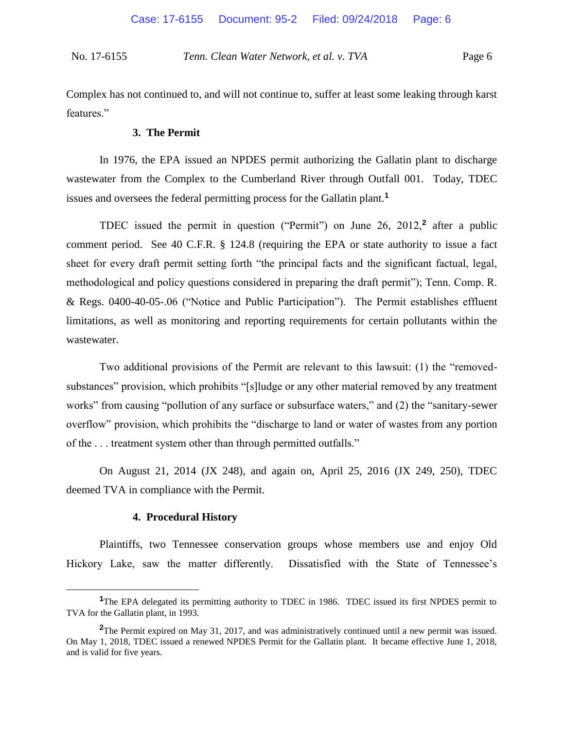Complex has not continued to, and will not continue to, suffer at least some leaking through karst features."

### 3. The Permit

In 1976, the EPA issued an NPDES permit authorizing the Gallatin plant to discharge wastewater from the Complex to the Cumberland River through Outfall 001. Today, TDEC issues and oversees the federal permitting process for the Gallatin plant.[1]

TDEC issued the permit in question ("Permit") on June 26, 2012,[2] after a public comment period. See 40 C.F.R. § 124.8 (requiring the EPA or state authority to issue a fact sheet for every draft permit setting forth "the principal facts and the significant factual, legal, methodological and policy questions considered in preparing the draft permit"); Tenn. Comp. R. & Regs. 0400-40-05-.06 ("Notice and Public Participation"). The Permit establishes effluent limitations, as well as monitoring and reporting requirements for certain pollutants within the wastewater.

Two additional provisions of the Permit are relevant to this lawsuit: (1) the "removed-substances" provision, which prohibits "[s]ludge or any other material removed by any treatment works" from causing "pollution of any surface or subsurface waters," and (2) the "sanitary-sewer overflow" provision, which prohibits the "discharge to land or water of wastes from any portion of the . . . treatment system other than through permitted outfalls."

On August 21, 2014 (JX 248), and again on, April 25, 2016 (JX 249, 250), TDEC deemed TVA in compliance with the Permit.

### 4. Procedural History

Plaintiffs, two Tennessee conservation groups whose members use and enjoy Old Hickory Lake, saw the matter differently. Dissatisfied with the State of Tennessee's

---

[1] The EPA delegated its permitting authority to TDEC in 1986. TDEC issued its first NPDES permit to TVA for the Gallatin plant, in 1993.

[2] The Permit expired on May 31, 2017, and was administratively continued until a new permit was issued. On May 1, 2018, TDEC issued a renewed NPDES Permit for the Gallatin plant. It became effective June 1, 2018, and is valid for five years.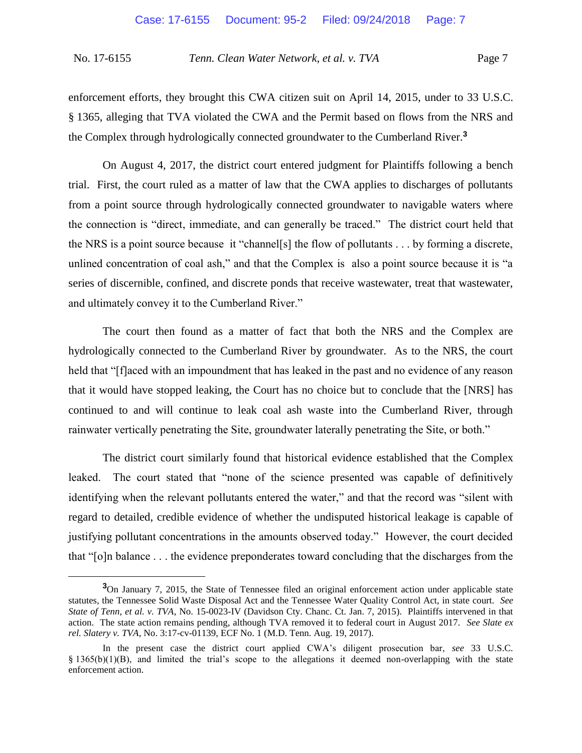enforcement efforts, they brought this CWA citizen suit on April 14, 2015, under to 33 U.S.C. § 1365, alleging that TVA violated the CWA and the Permit based on flows from the NRS and the Complex through hydrologically connected groundwater to the Cumberland River.[3]

On August 4, 2017, the district court entered judgment for Plaintiffs following a bench trial. First, the court ruled as a matter of law that the CWA applies to discharges of pollutants from a point source through hydrologically connected groundwater to navigable waters where the connection is "direct, immediate, and can generally be traced." The district court held that the NRS is a point source because it "channel[s] the flow of pollutants . . . by forming a discrete, unlined concentration of coal ash," and that the Complex is also a point source because it is "a series of discernible, confined, and discrete ponds that receive wastewater, treat that wastewater, and ultimately convey it to the Cumberland River."

The court then found as a matter of fact that both the NRS and the Complex are hydrologically connected to the Cumberland River by groundwater. As to the NRS, the court held that "[f]aced with an impoundment that has leaked in the past and no evidence of any reason that it would have stopped leaking, the Court has no choice but to conclude that the [NRS] has continued to and will continue to leak coal ash waste into the Cumberland River, through rainwater vertically penetrating the Site, groundwater laterally penetrating the Site, or both."

The district court similarly found that historical evidence established that the Complex leaked. The court stated that "none of the science presented was capable of definitively identifying when the relevant pollutants entered the water," and that the record was "silent with regard to detailed, credible evidence of whether the undisputed historical leakage is capable of justifying pollutant concentrations in the amounts observed today." However, the court decided that "[o]n balance . . . the evidence preponderates toward concluding that the discharges from the

---

[3]On January 7, 2015, the State of Tennessee filed an original enforcement action under applicable state statutes, the Tennessee Solid Waste Disposal Act and the Tennessee Water Quality Control Act, in state court. *See State of Tenn, et al. v. TVA*, No. 15-0023-IV (Davidson Cty. Chanc. Ct. Jan. 7, 2015). Plaintiffs intervened in that action. The state action remains pending, although TVA removed it to federal court in August 2017. *See Slate ex rel. Slatery v. TVA*, No. 3:17-cv-01139, ECF No. 1 (M.D. Tenn. Aug. 19, 2017).

In the present case the district court applied CWA's diligent prosecution bar, *see* 33 U.S.C. § 1365(b)(1)(B), and limited the trial's scope to the allegations it deemed non-overlapping with the state enforcement action.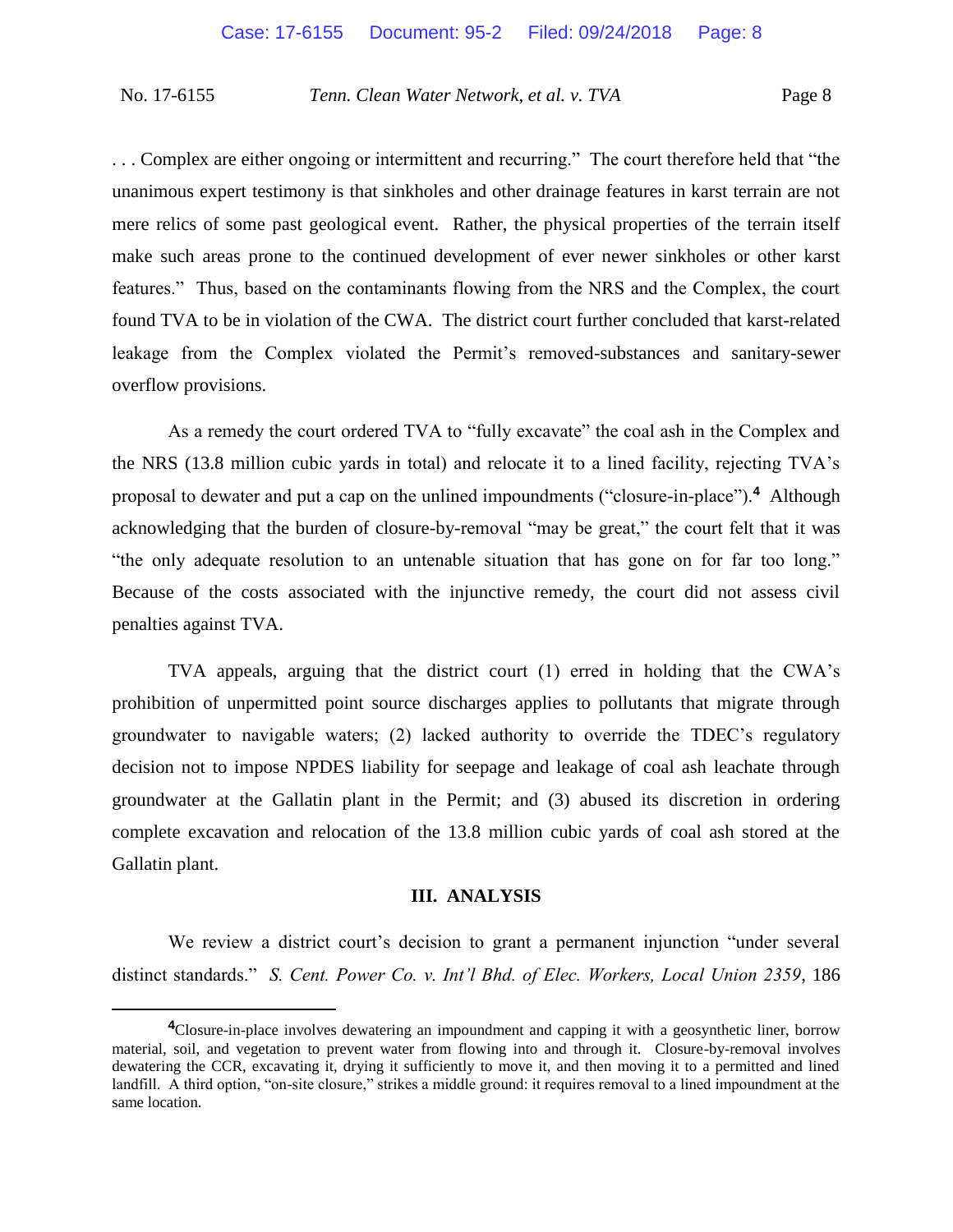. . . Complex are either ongoing or intermittent and recurring." The court therefore held that "the unanimous expert testimony is that sinkholes and other drainage features in karst terrain are not mere relics of some past geological event. Rather, the physical properties of the terrain itself make such areas prone to the continued development of ever newer sinkholes or other karst features." Thus, based on the contaminants flowing from the NRS and the Complex, the court found TVA to be in violation of the CWA. The district court further concluded that karst-related leakage from the Complex violated the Permit's removed-substances and sanitary-sewer overflow provisions.

As a remedy the court ordered TVA to "fully excavate" the coal ash in the Complex and the NRS (13.8 million cubic yards in total) and relocate it to a lined facility, rejecting TVA's proposal to dewater and put a cap on the unlined impoundments ("closure-in-place").[4] Although acknowledging that the burden of closure-by-removal "may be great," the court felt that it was "the only adequate resolution to an untenable situation that has gone on for far too long." Because of the costs associated with the injunctive remedy, the court did not assess civil penalties against TVA.

TVA appeals, arguing that the district court (1) erred in holding that the CWA's prohibition of unpermitted point source discharges applies to pollutants that migrate through groundwater to navigable waters; (2) lacked authority to override the TDEC's regulatory decision not to impose NPDES liability for seepage and leakage of coal ash leachate through groundwater at the Gallatin plant in the Permit; and (3) abused its discretion in ordering complete excavation and relocation of the 13.8 million cubic yards of coal ash stored at the Gallatin plant.

## III. ANALYSIS

We review a district court's decision to grant a permanent injunction "under several distinct standards." *S. Cent. Power Co. v. Int'l Bhd. of Elec. Workers, Local Union 2359*, 186

---

[4]Closure-in-place involves dewatering an impoundment and capping it with a geosynthetic liner, borrow material, soil, and vegetation to prevent water from flowing into and through it. Closure-by-removal involves dewatering the CCR, excavating it, drying it sufficiently to move it, and then moving it to a permitted and lined landfill. A third option, "on-site closure," strikes a middle ground: it requires removal to a lined impoundment at the same location.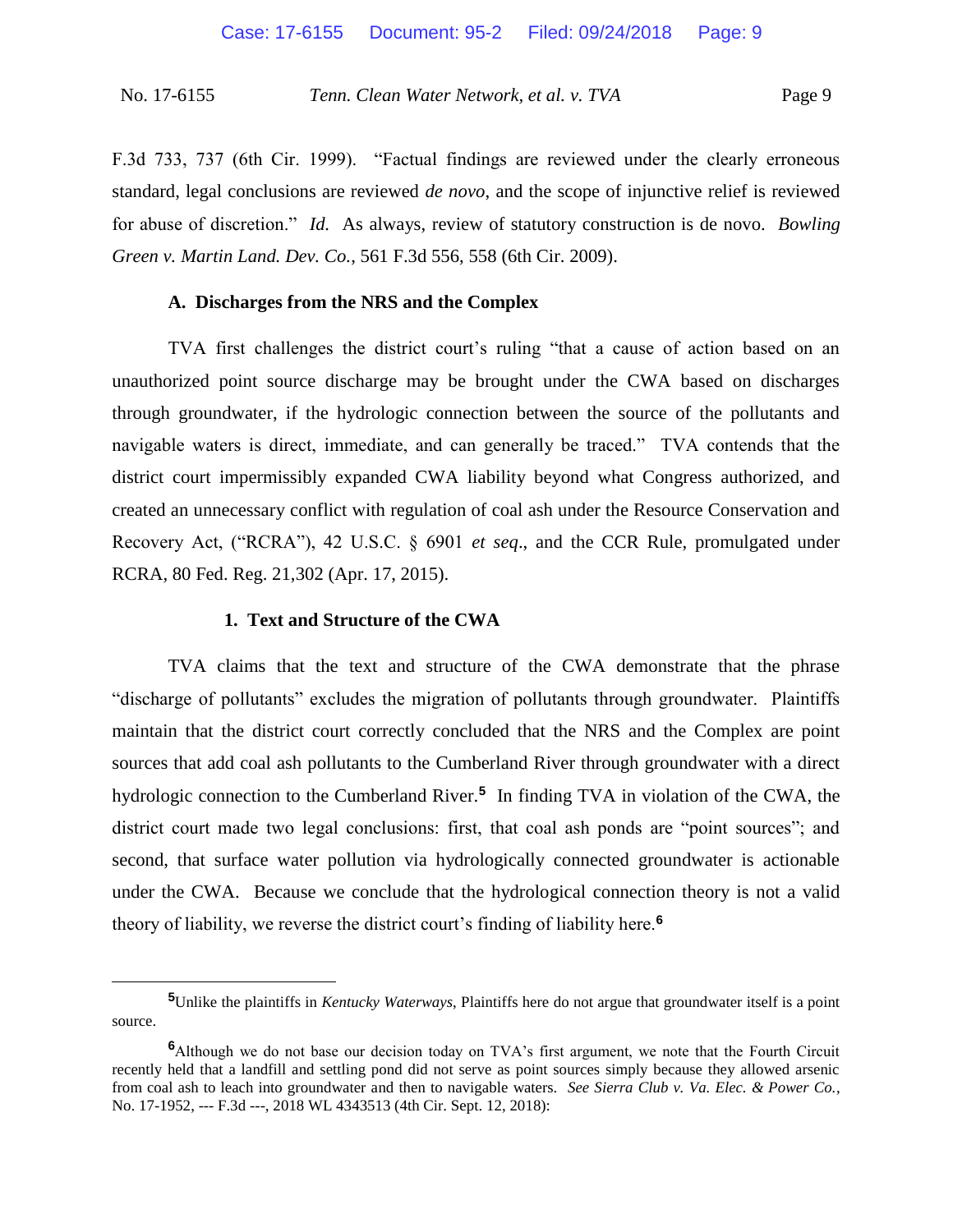F.3d 733, 737 (6th Cir. 1999). "Factual findings are reviewed under the clearly erroneous standard, legal conclusions are reviewed *de novo*, and the scope of injunctive relief is reviewed for abuse of discretion." *Id.* As always, review of statutory construction is de novo. *Bowling Green v. Martin Land. Dev. Co.*, 561 F.3d 556, 558 (6th Cir. 2009).

### A. Discharges from the NRS and the Complex

TVA first challenges the district court's ruling "that a cause of action based on an unauthorized point source discharge may be brought under the CWA based on discharges through groundwater, if the hydrologic connection between the source of the pollutants and navigable waters is direct, immediate, and can generally be traced." TVA contends that the district court impermissibly expanded CWA liability beyond what Congress authorized, and created an unnecessary conflict with regulation of coal ash under the Resource Conservation and Recovery Act, ("RCRA"), 42 U.S.C. § 6901 *et seq*., and the CCR Rule, promulgated under RCRA, 80 Fed. Reg. 21,302 (Apr. 17, 2015).

#### 1. Text and Structure of the CWA

TVA claims that the text and structure of the CWA demonstrate that the phrase "discharge of pollutants" excludes the migration of pollutants through groundwater. Plaintiffs maintain that the district court correctly concluded that the NRS and the Complex are point sources that add coal ash pollutants to the Cumberland River through groundwater with a direct hydrologic connection to the Cumberland River.[5] In finding TVA in violation of the CWA, the district court made two legal conclusions: first, that coal ash ponds are "point sources"; and second, that surface water pollution via hydrologically connected groundwater is actionable under the CWA. Because we conclude that the hydrological connection theory is not a valid theory of liability, we reverse the district court's finding of liability here.[6]

---

[5]Unlike the plaintiffs in *Kentucky Waterways*, Plaintiffs here do not argue that groundwater itself is a point source.

[6]Although we do not base our decision today on TVA's first argument, we note that the Fourth Circuit recently held that a landfill and settling pond did not serve as point sources simply because they allowed arsenic from coal ash to leach into groundwater and then to navigable waters. *See Sierra Club v. Va. Elec. & Power Co.*, No. 17-1952, --- F.3d ---, 2018 WL 4343513 (4th Cir. Sept. 12, 2018):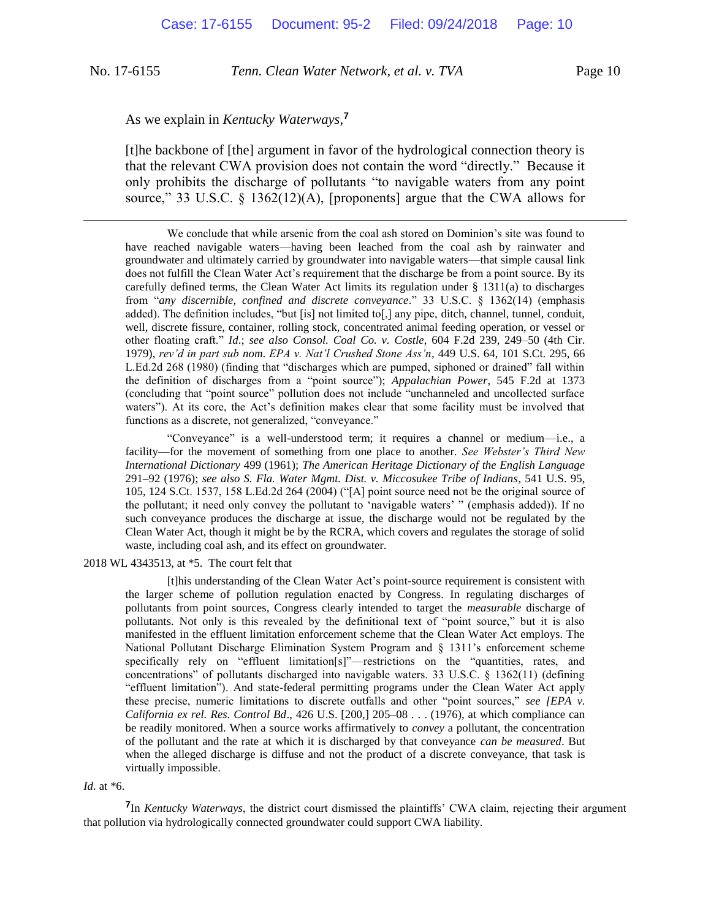As we explain in *Kentucky Waterways*,[7]

> [t]he backbone of [the] argument in favor of the hydrological connection theory is that the relevant CWA provision does not contain the word "directly." Because it only prohibits the discharge of pollutants "to navigable waters from any point source," 33 U.S.C. § 1362(12)(A), [proponents] argue that the CWA allows for

> We conclude that while arsenic from the coal ash stored on Dominion's site was found to have reached navigable waters—having been leached from the coal ash by rainwater and groundwater and ultimately carried by groundwater into navigable waters—that simple causal link does not fulfill the Clean Water Act's requirement that the discharge be from a point source. By its carefully defined terms, the Clean Water Act limits its regulation under § 1311(a) to discharges from "*any discernible, confined and discrete conveyance*." 33 U.S.C. § 1362(14) (emphasis added). The definition includes, "but [is] not limited to[,] any pipe, ditch, channel, tunnel, conduit, well, discrete fissure, container, rolling stock, concentrated animal feeding operation, or vessel or other floating craft." *Id.*; *see also Consol. Coal Co. v. Costle*, 604 F.2d 239, 249–50 (4th Cir. 1979), *rev'd in part sub nom. EPA v. Nat'l Crushed Stone Ass'n*, 449 U.S. 64, 101 S.Ct. 295, 66 L.Ed.2d 268 (1980) (finding that "discharges which are pumped, siphoned or drained" fall within the definition of discharges from a "point source"); *Appalachian Power*, 545 F.2d at 1373 (concluding that "point source" pollution does not include "unchanneled and uncollected surface waters"). At its core, the Act's definition makes clear that some facility must be involved that functions as a discrete, not generalized, "conveyance."
>
> "Conveyance" is a well-understood term; it requires a channel or medium—i.e., a facility—for the movement of something from one place to another. *See Webster's Third New International Dictionary* 499 (1961); *The American Heritage Dictionary of the English Language* 291–92 (1976); *see also S. Fla. Water Mgmt. Dist. v. Miccosukee Tribe of Indians*, 541 U.S. 95, 105, 124 S.Ct. 1537, 158 L.Ed.2d 264 (2004) ("[A] point source need not be the original source of the pollutant; it need only convey the pollutant to 'navigable waters' " (emphasis added)). If no such conveyance produces the discharge at issue, the discharge would not be regulated by the Clean Water Act, though it might be by the RCRA, which covers and regulates the storage of solid waste, including coal ash, and its effect on groundwater.

2018 WL 4343513, at *5. The court felt that

> [t]his understanding of the Clean Water Act's point-source requirement is consistent with the larger scheme of pollution regulation enacted by Congress. In regulating discharges of pollutants from point sources, Congress clearly intended to target the *measurable* discharge of pollutants. Not only is this revealed by the definitional text of "point source," but it is also manifested in the effluent limitation enforcement scheme that the Clean Water Act employs. The National Pollutant Discharge Elimination System Program and § 1311's enforcement scheme specifically rely on "effluent limitation[s]"—restrictions on the "quantities, rates, and concentrations" of pollutants discharged into navigable waters. 33 U.S.C. § 1362(11) (defining "effluent limitation"). And state-federal permitting programs under the Clean Water Act apply these precise, numeric limitations to discrete outfalls and other "point sources," *see [EPA v. California ex rel. Res. Control Bd*., 426 U.S. [200,] 205–08 . . . (1976), at which compliance can be readily monitored. When a source works affirmatively to *convey* a pollutant, the concentration of the pollutant and the rate at which it is discharged by that conveyance *can be measured*. But when the alleged discharge is diffuse and not the product of a discrete conveyance, that task is virtually impossible.

*Id.* at *6.

[7] In *Kentucky Waterways*, the district court dismissed the plaintiffs' CWA claim, rejecting their argument that pollution via hydrologically connected groundwater could support CWA liability.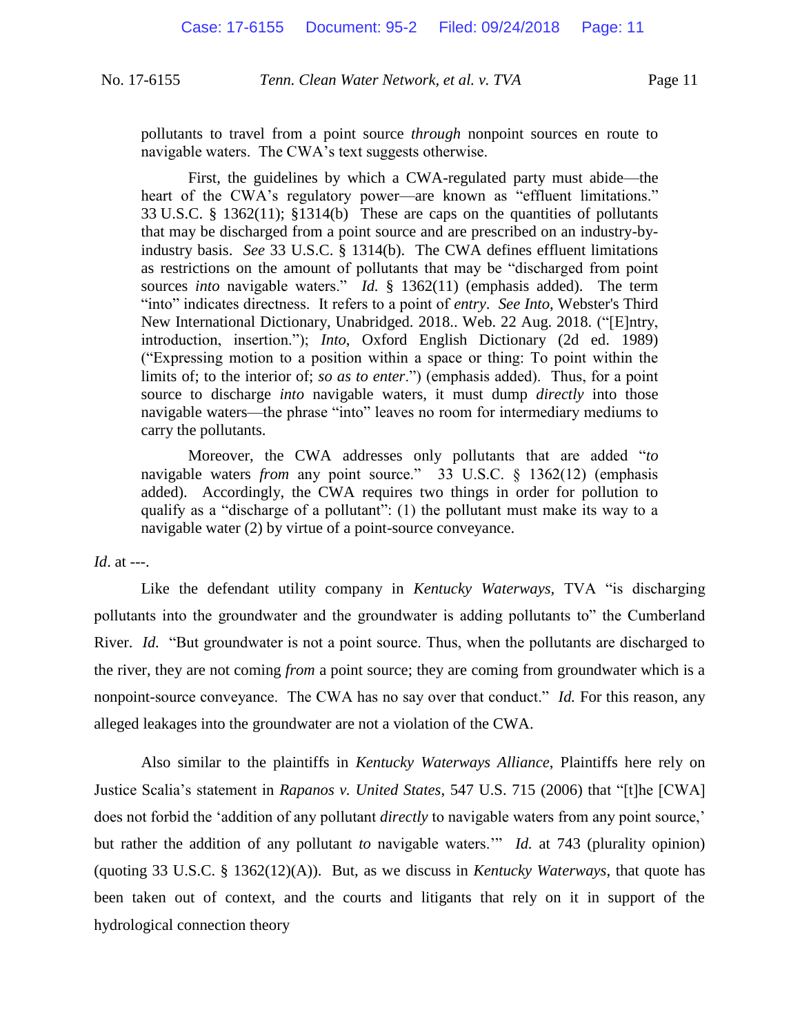> pollutants to travel from a point source *through* nonpoint sources en route to navigable waters. The CWA's text suggests otherwise.
>
> First, the guidelines by which a CWA-regulated party must abide—the heart of the CWA's regulatory power—are known as "effluent limitations." 33 U.S.C. § 1362(11); §1314(b) These are caps on the quantities of pollutants that may be discharged from a point source and are prescribed on an industry-by-industry basis. *See* 33 U.S.C. § 1314(b). The CWA defines effluent limitations as restrictions on the amount of pollutants that may be "discharged from point sources *into* navigable waters." *Id.* § 1362(11) (emphasis added). The term "into" indicates directness. It refers to a point of *entry*. *See Into*, Webster's Third New International Dictionary, Unabridged. 2018.. Web. 22 Aug. 2018. ("[E]ntry, introduction, insertion."); *Into*, Oxford English Dictionary (2d ed. 1989) ("Expressing motion to a position within a space or thing: To point within the limits of; to the interior of; *so as to enter*.") (emphasis added). Thus, for a point source to discharge *into* navigable waters, it must dump *directly* into those navigable waters—the phrase "into" leaves no room for intermediary mediums to carry the pollutants.
>
> Moreover, the CWA addresses only pollutants that are added "*to* navigable waters *from* any point source." 33 U.S.C. § 1362(12) (emphasis added). Accordingly, the CWA requires two things in order for pollution to qualify as a "discharge of a pollutant": (1) the pollutant must make its way to a navigable water (2) by virtue of a point-source conveyance.

*Id*. at ---.

Like the defendant utility company in *Kentucky Waterways,* TVA "is discharging pollutants into the groundwater and the groundwater is adding pollutants to" the Cumberland River. *Id.* "But groundwater is not a point source. Thus, when the pollutants are discharged to the river, they are not coming *from* a point source; they are coming from groundwater which is a nonpoint-source conveyance. The CWA has no say over that conduct." *Id.* For this reason, any alleged leakages into the groundwater are not a violation of the CWA.

Also similar to the plaintiffs in *Kentucky Waterways Alliance*, Plaintiffs here rely on Justice Scalia's statement in *Rapanos v. United States*, 547 U.S. 715 (2006) that "[t]he [CWA] does not forbid the 'addition of any pollutant *directly* to navigable waters from any point source,' but rather the addition of any pollutant *to* navigable waters.'" *Id.* at 743 (plurality opinion) (quoting 33 U.S.C. § 1362(12)(A)). But, as we discuss in *Kentucky Waterways*, that quote has been taken out of context, and the courts and litigants that rely on it in support of the hydrological connection theory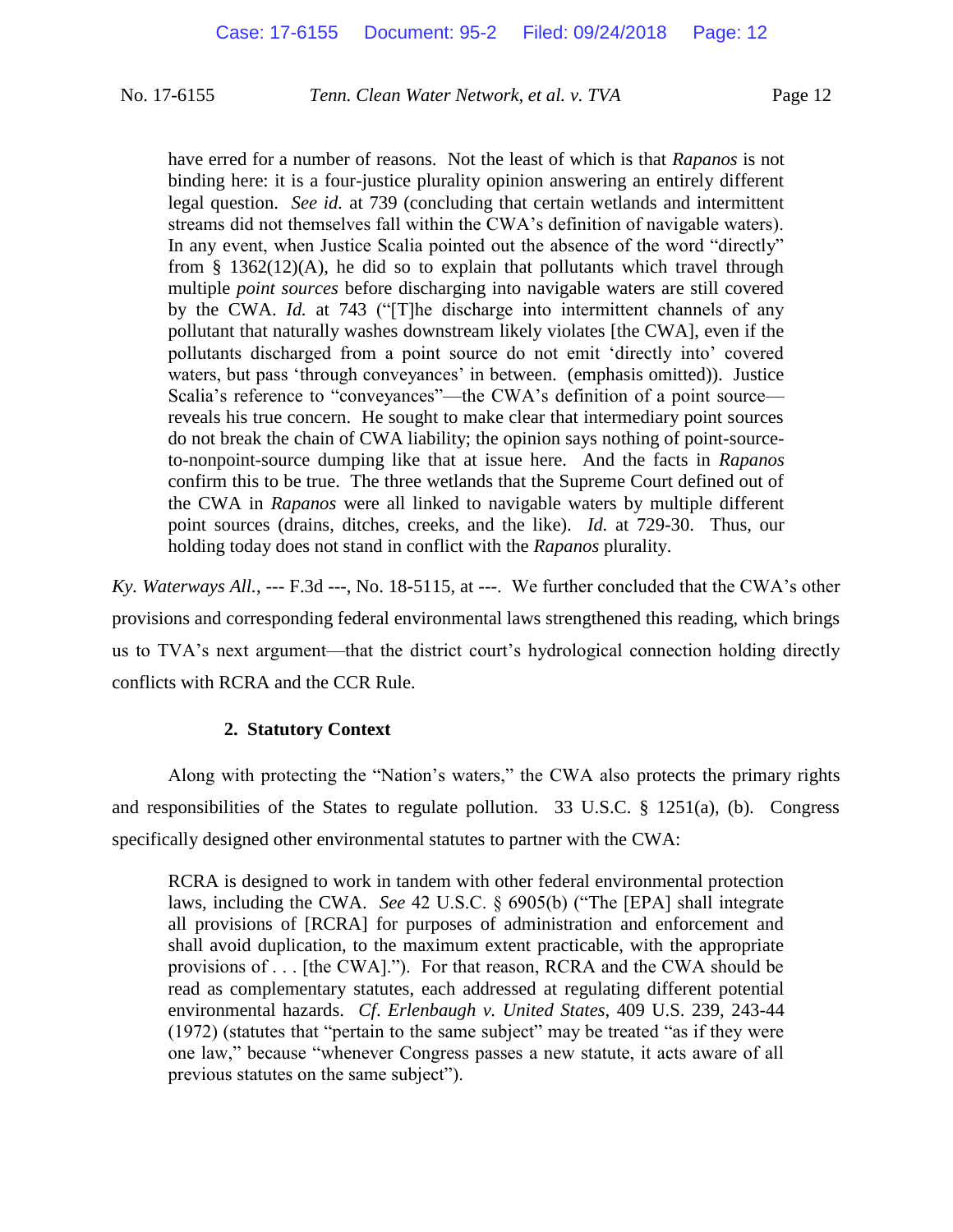> have erred for a number of reasons. Not the least of which is that *Rapanos* is not binding here: it is a four-justice plurality opinion answering an entirely different legal question. *See id.* at 739 (concluding that certain wetlands and intermittent streams did not themselves fall within the CWA's definition of navigable waters). In any event, when Justice Scalia pointed out the absence of the word "directly" from § 1362(12)(A), he did so to explain that pollutants which travel through multiple *point sources* before discharging into navigable waters are still covered by the CWA. *Id.* at 743 ("[T]he discharge into intermittent channels of any pollutant that naturally washes downstream likely violates [the CWA], even if the pollutants discharged from a point source do not emit 'directly into' covered waters, but pass 'through conveyances' in between. (emphasis omitted)). Justice Scalia's reference to "conveyances"—the CWA's definition of a point source—reveals his true concern. He sought to make clear that intermediary point sources do not break the chain of CWA liability; the opinion says nothing of point-source-to-nonpoint-source dumping like that at issue here. And the facts in *Rapanos* confirm this to be true. The three wetlands that the Supreme Court defined out of the CWA in *Rapanos* were all linked to navigable waters by multiple different point sources (drains, ditches, creeks, and the like). *Id.* at 729-30. Thus, our holding today does not stand in conflict with the *Rapanos* plurality.

*Ky. Waterways All.*, --- F.3d ---, No. 18-5115, at ---. We further concluded that the CWA's other provisions and corresponding federal environmental laws strengthened this reading, which brings us to TVA's next argument—that the district court's hydrological connection holding directly conflicts with RCRA and the CCR Rule.

#### 2. Statutory Context

Along with protecting the "Nation's waters," the CWA also protects the primary rights and responsibilities of the States to regulate pollution. 33 U.S.C. § 1251(a), (b). Congress specifically designed other environmental statutes to partner with the CWA:

> RCRA is designed to work in tandem with other federal environmental protection laws, including the CWA. *See* 42 U.S.C. § 6905(b) ("The [EPA] shall integrate all provisions of [RCRA] for purposes of administration and enforcement and shall avoid duplication, to the maximum extent practicable, with the appropriate provisions of . . . [the CWA]."). For that reason, RCRA and the CWA should be read as complementary statutes, each addressed at regulating different potential environmental hazards. *Cf. Erlenbaugh v. United States*, 409 U.S. 239, 243-44 (1972) (statutes that "pertain to the same subject" may be treated "as if they were one law," because "whenever Congress passes a new statute, it acts aware of all previous statutes on the same subject").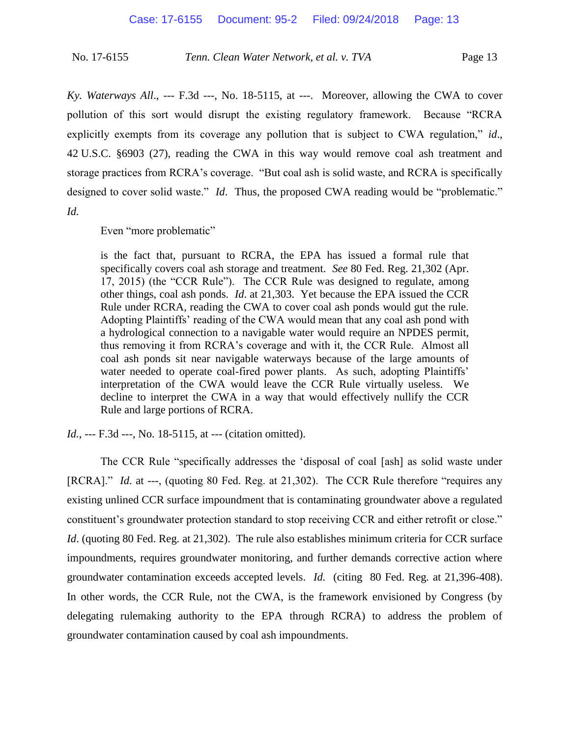*Ky. Waterways All*., --- F.3d ---, No. 18-5115, at ---. Moreover, allowing the CWA to cover pollution of this sort would disrupt the existing regulatory framework. Because "RCRA explicitly exempts from its coverage any pollution that is subject to CWA regulation," *id*., 42 U.S.C. §6903 (27), reading the CWA in this way would remove coal ash treatment and storage practices from RCRA's coverage. "But coal ash is solid waste, and RCRA is specifically designed to cover solid waste." *Id*. Thus, the proposed CWA reading would be "problematic." *Id.*

Even "more problematic"

> is the fact that, pursuant to RCRA, the EPA has issued a formal rule that specifically covers coal ash storage and treatment. *See* 80 Fed. Reg. 21,302 (Apr. 17, 2015) (the "CCR Rule"). The CCR Rule was designed to regulate, among other things, coal ash ponds. *Id*. at 21,303. Yet because the EPA issued the CCR Rule under RCRA, reading the CWA to cover coal ash ponds would gut the rule. Adopting Plaintiffs' reading of the CWA would mean that any coal ash pond with a hydrological connection to a navigable water would require an NPDES permit, thus removing it from RCRA's coverage and with it, the CCR Rule. Almost all coal ash ponds sit near navigable waterways because of the large amounts of water needed to operate coal-fired power plants. As such, adopting Plaintiffs' interpretation of the CWA would leave the CCR Rule virtually useless. We decline to interpret the CWA in a way that would effectively nullify the CCR Rule and large portions of RCRA.

*Id.*, --- F.3d ---, No. 18-5115, at --- (citation omitted).

The CCR Rule "specifically addresses the 'disposal of coal [ash] as solid waste under [RCRA]." *Id*. at ---, (quoting 80 Fed. Reg. at 21,302). The CCR Rule therefore "requires any existing unlined CCR surface impoundment that is contaminating groundwater above a regulated constituent's groundwater protection standard to stop receiving CCR and either retrofit or close." *Id*. (quoting 80 Fed. Reg. at 21,302). The rule also establishes minimum criteria for CCR surface impoundments, requires groundwater monitoring, and further demands corrective action where groundwater contamination exceeds accepted levels. *Id.* (citing 80 Fed. Reg. at 21,396-408). In other words, the CCR Rule, not the CWA, is the framework envisioned by Congress (by delegating rulemaking authority to the EPA through RCRA) to address the problem of groundwater contamination caused by coal ash impoundments.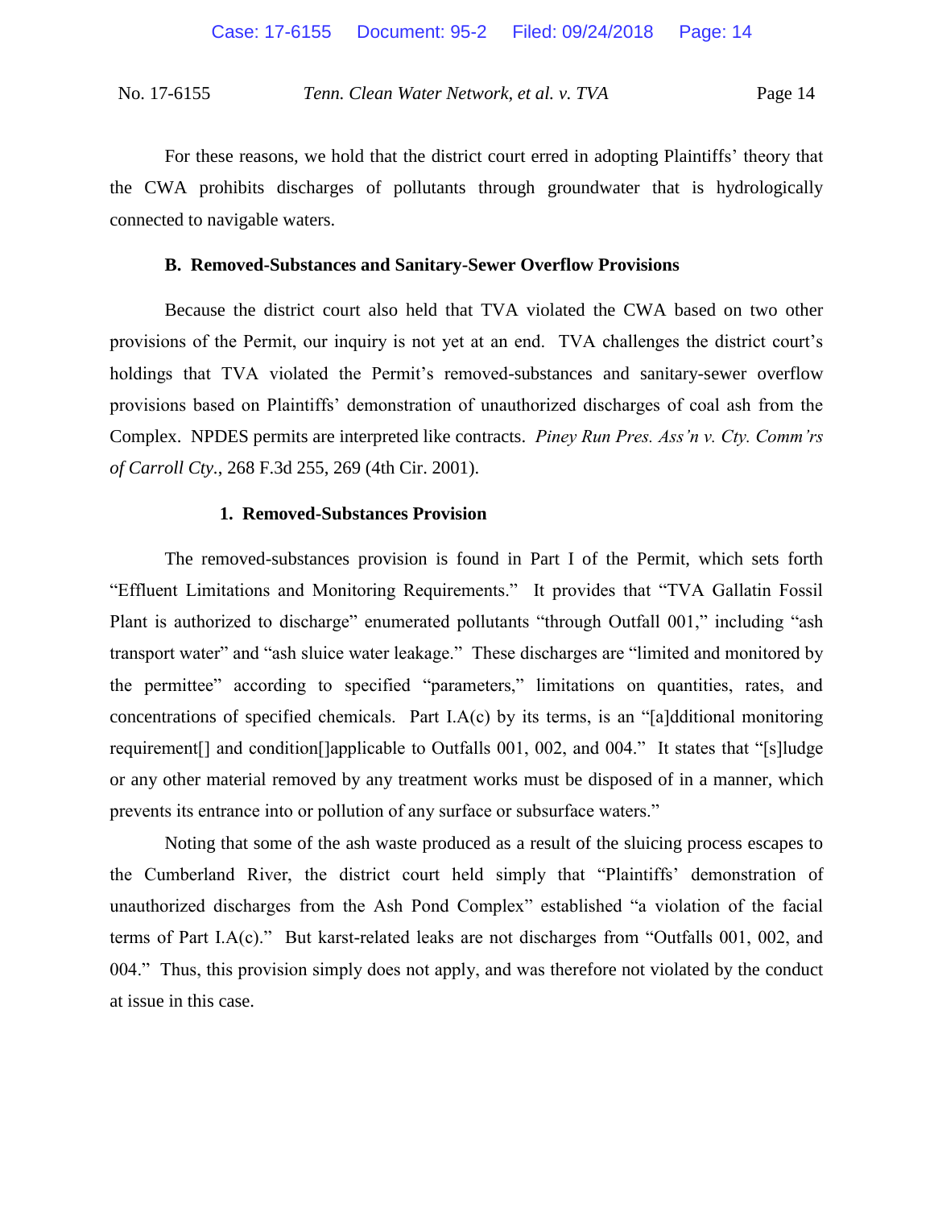For these reasons, we hold that the district court erred in adopting Plaintiffs' theory that the CWA prohibits discharges of pollutants through groundwater that is hydrologically connected to navigable waters.

### B. Removed-Substances and Sanitary-Sewer Overflow Provisions

Because the district court also held that TVA violated the CWA based on two other provisions of the Permit, our inquiry is not yet at an end. TVA challenges the district court's holdings that TVA violated the Permit's removed-substances and sanitary-sewer overflow provisions based on Plaintiffs' demonstration of unauthorized discharges of coal ash from the Complex. NPDES permits are interpreted like contracts. *Piney Run Pres. Ass'n v. Cty. Comm'rs of Carroll Cty.*, 268 F.3d 255, 269 (4th Cir. 2001).

#### 1. Removed-Substances Provision

The removed-substances provision is found in Part I of the Permit, which sets forth "Effluent Limitations and Monitoring Requirements." It provides that "TVA Gallatin Fossil Plant is authorized to discharge" enumerated pollutants "through Outfall 001," including "ash transport water" and "ash sluice water leakage." These discharges are "limited and monitored by the permittee" according to specified "parameters," limitations on quantities, rates, and concentrations of specified chemicals. Part I.A(c) by its terms, is an "[a]dditional monitoring requirement[] and condition[]applicable to Outfalls 001, 002, and 004." It states that "[s]ludge or any other material removed by any treatment works must be disposed of in a manner, which prevents its entrance into or pollution of any surface or subsurface waters."

Noting that some of the ash waste produced as a result of the sluicing process escapes to the Cumberland River, the district court held simply that "Plaintiffs' demonstration of unauthorized discharges from the Ash Pond Complex" established "a violation of the facial terms of Part I.A(c)." But karst-related leaks are not discharges from "Outfalls 001, 002, and 004." Thus, this provision simply does not apply, and was therefore not violated by the conduct at issue in this case.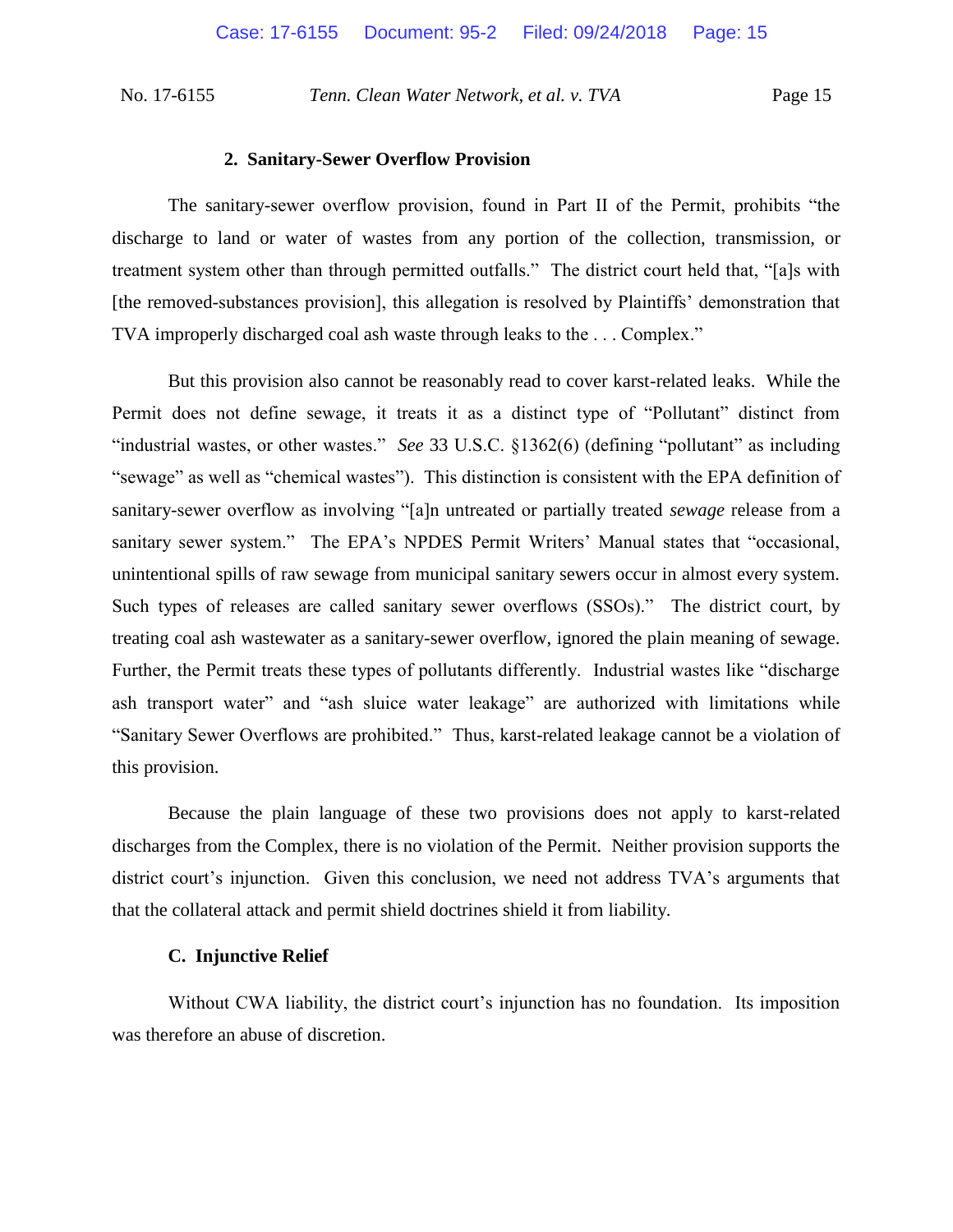#### 2. Sanitary-Sewer Overflow Provision

The sanitary-sewer overflow provision, found in Part II of the Permit, prohibits "the discharge to land or water of wastes from any portion of the collection, transmission, or treatment system other than through permitted outfalls." The district court held that, "[a]s with [the removed-substances provision], this allegation is resolved by Plaintiffs' demonstration that TVA improperly discharged coal ash waste through leaks to the . . . Complex."

But this provision also cannot be reasonably read to cover karst-related leaks. While the Permit does not define sewage, it treats it as a distinct type of "Pollutant" distinct from "industrial wastes, or other wastes." *See* 33 U.S.C. §1362(6) (defining "pollutant" as including "sewage" as well as "chemical wastes"). This distinction is consistent with the EPA definition of sanitary-sewer overflow as involving "[a]n untreated or partially treated *sewage* release from a sanitary sewer system." The EPA's NPDES Permit Writers' Manual states that "occasional, unintentional spills of raw sewage from municipal sanitary sewers occur in almost every system. Such types of releases are called sanitary sewer overflows (SSOs)." The district court, by treating coal ash wastewater as a sanitary-sewer overflow, ignored the plain meaning of sewage. Further, the Permit treats these types of pollutants differently. Industrial wastes like "discharge ash transport water" and "ash sluice water leakage" are authorized with limitations while "Sanitary Sewer Overflows are prohibited." Thus, karst-related leakage cannot be a violation of this provision.

Because the plain language of these two provisions does not apply to karst-related discharges from the Complex, there is no violation of the Permit. Neither provision supports the district court's injunction. Given this conclusion, we need not address TVA's arguments that that the collateral attack and permit shield doctrines shield it from liability.

### C. Injunctive Relief

Without CWA liability, the district court's injunction has no foundation. Its imposition was therefore an abuse of discretion.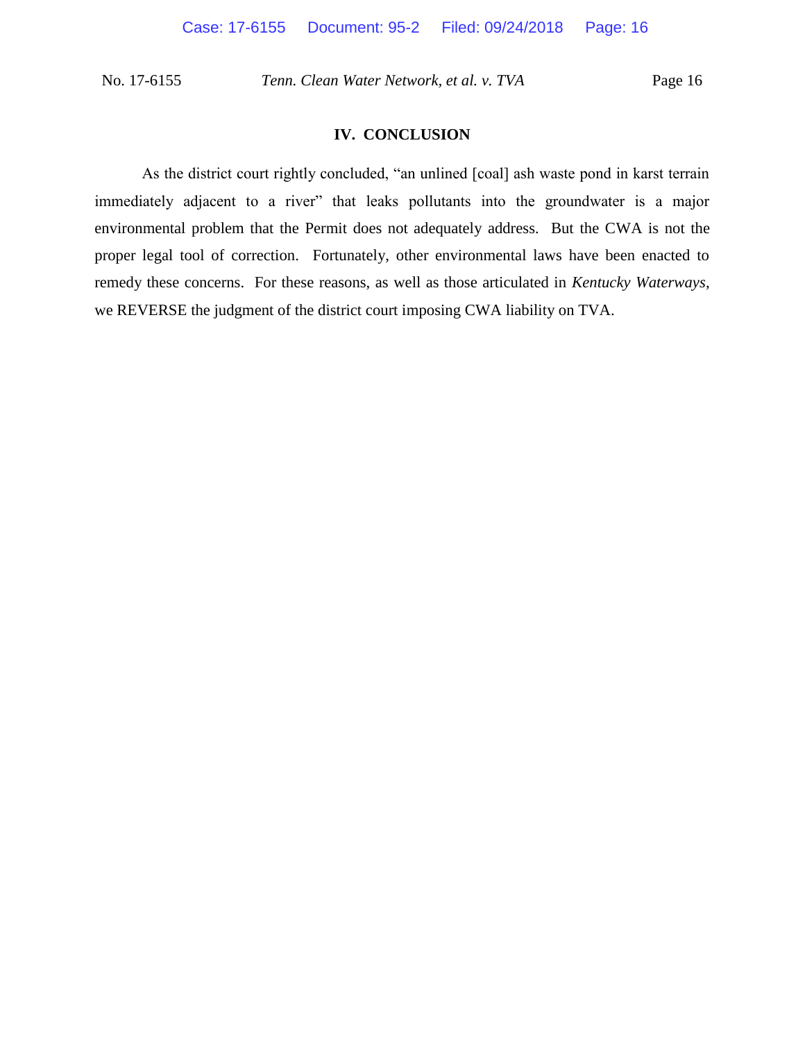## IV. CONCLUSION

As the district court rightly concluded, "an unlined [coal] ash waste pond in karst terrain immediately adjacent to a river" that leaks pollutants into the groundwater is a major environmental problem that the Permit does not adequately address. But the CWA is not the proper legal tool of correction. Fortunately, other environmental laws have been enacted to remedy these concerns. For these reasons, as well as those articulated in *Kentucky Waterways*, we REVERSE the judgment of the district court imposing CWA liability on TVA.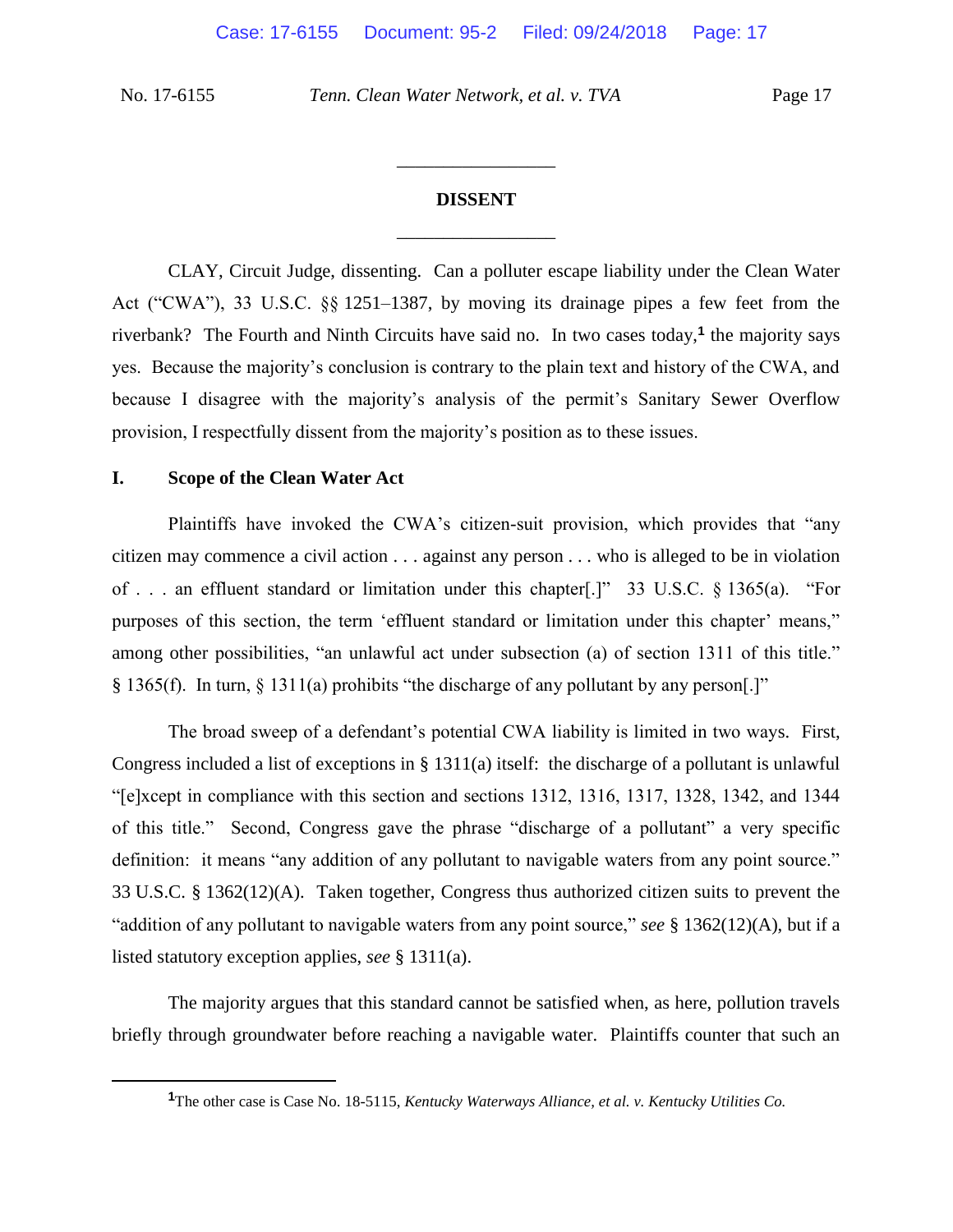## DISSENT

CLAY, Circuit Judge, dissenting. Can a polluter escape liability under the Clean Water Act ("CWA"), 33 U.S.C. §§ 1251–1387, by moving its drainage pipes a few feet from the riverbank? The Fourth and Ninth Circuits have said no. In two cases today,[1] the majority says yes. Because the majority's conclusion is contrary to the plain text and history of the CWA, and because I disagree with the majority's analysis of the permit's Sanitary Sewer Overflow provision, I respectfully dissent from the majority's position as to these issues.

### I. Scope of the Clean Water Act

Plaintiffs have invoked the CWA's citizen-suit provision, which provides that "any citizen may commence a civil action . . . against any person . . . who is alleged to be in violation of . . . an effluent standard or limitation under this chapter[.]" 33 U.S.C. § 1365(a). "For purposes of this section, the term 'effluent standard or limitation under this chapter' means," among other possibilities, "an unlawful act under subsection (a) of section 1311 of this title." § 1365(f). In turn, § 1311(a) prohibits "the discharge of any pollutant by any person[.]"

The broad sweep of a defendant's potential CWA liability is limited in two ways. First, Congress included a list of exceptions in § 1311(a) itself: the discharge of a pollutant is unlawful "[e]xcept in compliance with this section and sections 1312, 1316, 1317, 1328, 1342, and 1344 of this title." Second, Congress gave the phrase "discharge of a pollutant" a very specific definition: it means "any addition of any pollutant to navigable waters from any point source." 33 U.S.C. § 1362(12)(A). Taken together, Congress thus authorized citizen suits to prevent the "addition of any pollutant to navigable waters from any point source," *see* § 1362(12)(A), but if a listed statutory exception applies, *see* § 1311(a).

The majority argues that this standard cannot be satisfied when, as here, pollution travels briefly through groundwater before reaching a navigable water. Plaintiffs counter that such an

[1] The other case is Case No. 18-5115, *Kentucky Waterways Alliance, et al. v. Kentucky Utilities Co.*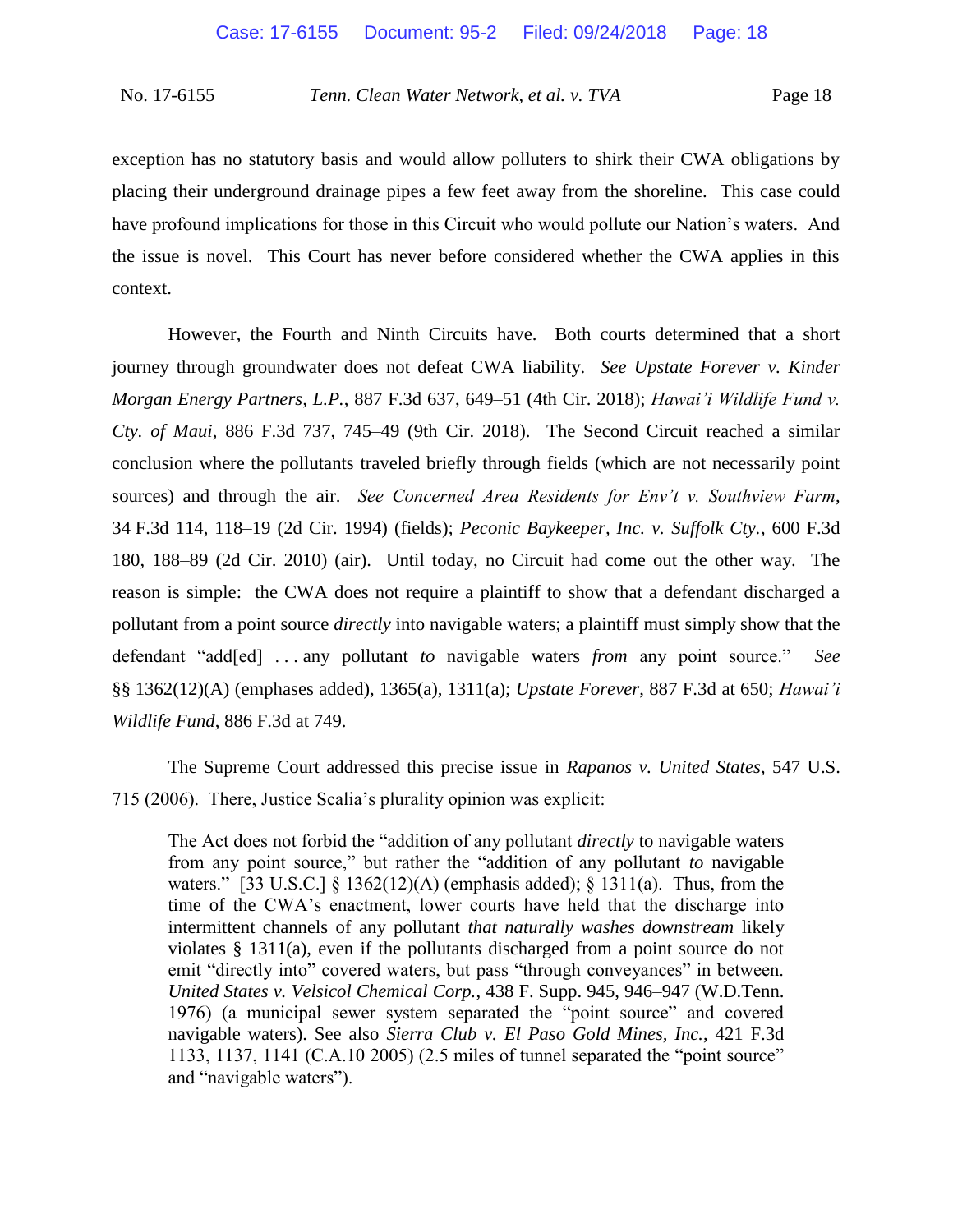exception has no statutory basis and would allow polluters to shirk their CWA obligations by placing their underground drainage pipes a few feet away from the shoreline. This case could have profound implications for those in this Circuit who would pollute our Nation's waters. And the issue is novel. This Court has never before considered whether the CWA applies in this context.

However, the Fourth and Ninth Circuits have. Both courts determined that a short journey through groundwater does not defeat CWA liability. *See Upstate Forever v. Kinder Morgan Energy Partners, L.P.*, 887 F.3d 637, 649–51 (4th Cir. 2018); *Hawai'i Wildlife Fund v. Cty. of Maui*, 886 F.3d 737, 745–49 (9th Cir. 2018). The Second Circuit reached a similar conclusion where the pollutants traveled briefly through fields (which are not necessarily point sources) and through the air. *See Concerned Area Residents for Env't v. Southview Farm*, 34 F.3d 114, 118–19 (2d Cir. 1994) (fields); *Peconic Baykeeper, Inc. v. Suffolk Cty.*, 600 F.3d 180, 188–89 (2d Cir. 2010) (air). Until today, no Circuit had come out the other way. The reason is simple: the CWA does not require a plaintiff to show that a defendant discharged a pollutant from a point source *directly* into navigable waters; a plaintiff must simply show that the defendant "add[ed] . . . any pollutant *to* navigable waters *from* any point source." *See* §§ 1362(12)(A) (emphases added), 1365(a), 1311(a); *Upstate Forever*, 887 F.3d at 650; *Hawai'i Wildlife Fund*, 886 F.3d at 749.

The Supreme Court addressed this precise issue in *Rapanos v. United States*, 547 U.S. 715 (2006). There, Justice Scalia's plurality opinion was explicit:

> The Act does not forbid the "addition of any pollutant *directly* to navigable waters from any point source," but rather the "addition of any pollutant *to* navigable waters." [33 U.S.C.] § 1362(12)(A) (emphasis added); § 1311(a). Thus, from the time of the CWA's enactment, lower courts have held that the discharge into intermittent channels of any pollutant *that naturally washes downstream* likely violates § 1311(a), even if the pollutants discharged from a point source do not emit "directly into" covered waters, but pass "through conveyances" in between. *United States v. Velsicol Chemical Corp.*, 438 F. Supp. 945, 946–947 (W.D.Tenn. 1976) (a municipal sewer system separated the "point source" and covered navigable waters). See also *Sierra Club v. El Paso Gold Mines, Inc.*, 421 F.3d 1133, 1137, 1141 (C.A.10 2005) (2.5 miles of tunnel separated the "point source" and "navigable waters").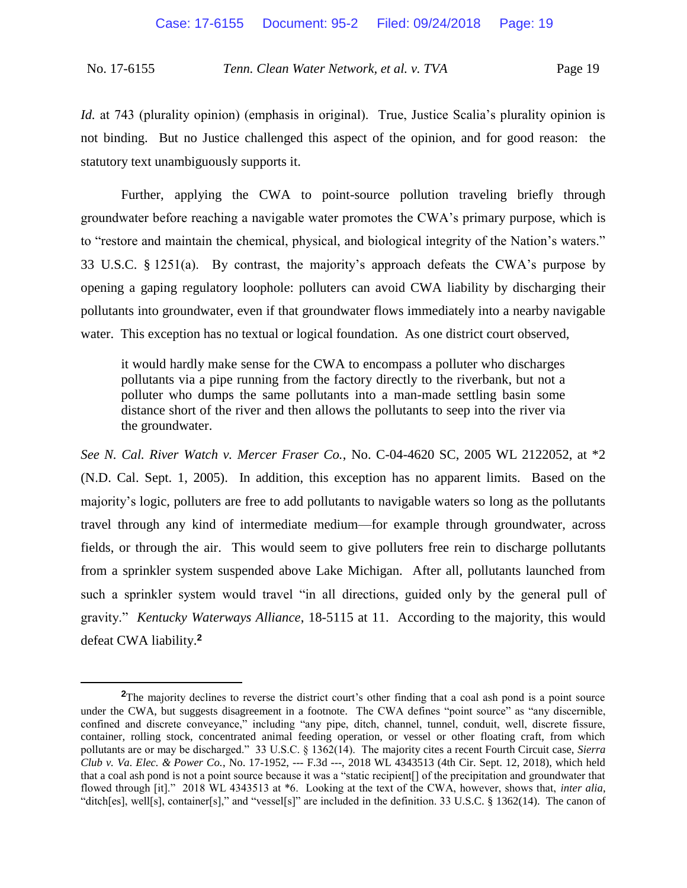*Id.* at 743 (plurality opinion) (emphasis in original). True, Justice Scalia's plurality opinion is not binding. But no Justice challenged this aspect of the opinion, and for good reason: the statutory text unambiguously supports it.

Further, applying the CWA to point-source pollution traveling briefly through groundwater before reaching a navigable water promotes the CWA's primary purpose, which is to "restore and maintain the chemical, physical, and biological integrity of the Nation's waters." 33 U.S.C. § 1251(a). By contrast, the majority's approach defeats the CWA's purpose by opening a gaping regulatory loophole: polluters can avoid CWA liability by discharging their pollutants into groundwater, even if that groundwater flows immediately into a nearby navigable water. This exception has no textual or logical foundation. As one district court observed,

> it would hardly make sense for the CWA to encompass a polluter who discharges pollutants via a pipe running from the factory directly to the riverbank, but not a polluter who dumps the same pollutants into a man-made settling basin some distance short of the river and then allows the pollutants to seep into the river via the groundwater.

*See N. Cal. River Watch v. Mercer Fraser Co.*, No. C-04-4620 SC, 2005 WL 2122052, at *2 (N.D. Cal. Sept. 1, 2005). In addition, this exception has no apparent limits. Based on the majority's logic, polluters are free to add pollutants to navigable waters so long as the pollutants travel through any kind of intermediate medium—for example through groundwater, across fields, or through the air. This would seem to give polluters free rein to discharge pollutants from a sprinkler system suspended above Lake Michigan. After all, pollutants launched from such a sprinkler system would travel "in all directions, guided only by the general pull of gravity." *Kentucky Waterways Alliance*, 18-5115 at 11. According to the majority, this would defeat CWA liability.[2]

---

[2]The majority declines to reverse the district court's other finding that a coal ash pond is a point source under the CWA, but suggests disagreement in a footnote. The CWA defines "point source" as "any discernible, confined and discrete conveyance," including "any pipe, ditch, channel, tunnel, conduit, well, discrete fissure, container, rolling stock, concentrated animal feeding operation, or vessel or other floating craft, from which pollutants are or may be discharged." 33 U.S.C. § 1362(14). The majority cites a recent Fourth Circuit case, *Sierra Club v. Va. Elec. & Power Co.*, No. 17-1952, --- F.3d ---, 2018 WL 4343513 (4th Cir. Sept. 12, 2018), which held that a coal ash pond is not a point source because it was a "static recipient[] of the precipitation and groundwater that flowed through [it]." 2018 WL 4343513 at *6. Looking at the text of the CWA, however, shows that, *inter alia*, "ditch[es], well[s], container[s]," and "vessel[s]" are included in the definition. 33 U.S.C. § 1362(14). The canon of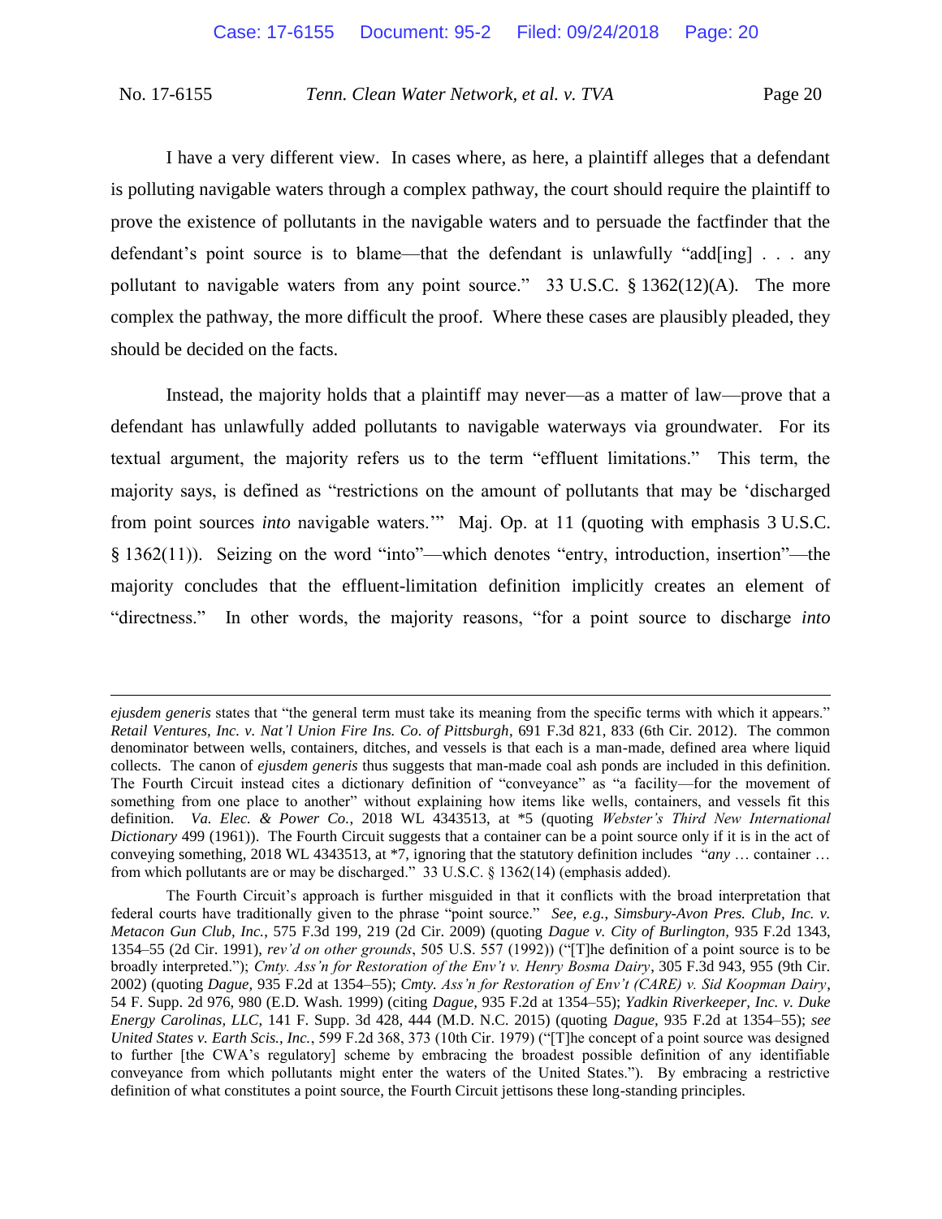I have a very different view. In cases where, as here, a plaintiff alleges that a defendant is polluting navigable waters through a complex pathway, the court should require the plaintiff to prove the existence of pollutants in the navigable waters and to persuade the factfinder that the defendant's point source is to blame—that the defendant is unlawfully "add[ing] . . . any pollutant to navigable waters from any point source." 33 U.S.C. § 1362(12)(A). The more complex the pathway, the more difficult the proof. Where these cases are plausibly pleaded, they should be decided on the facts.

Instead, the majority holds that a plaintiff may never—as a matter of law—prove that a defendant has unlawfully added pollutants to navigable waterways via groundwater. For its textual argument, the majority refers us to the term "effluent limitations." This term, the majority says, is defined as "restrictions on the amount of pollutants that may be 'discharged from point sources *into* navigable waters.'" Maj. Op. at 11 (quoting with emphasis 3 U.S.C. § 1362(11)). Seizing on the word "into"—which denotes "entry, introduction, insertion"—the majority concludes that the effluent-limitation definition implicitly creates an element of "directness." In other words, the majority reasons, "for a point source to discharge *into*

---

*ejusdem generis* states that "the general term must take its meaning from the specific terms with which it appears." *Retail Ventures, Inc. v. Nat'l Union Fire Ins. Co. of Pittsburgh*, 691 F.3d 821, 833 (6th Cir. 2012). The common denominator between wells, containers, ditches, and vessels is that each is a man-made, defined area where liquid collects. The canon of *ejusdem generis* thus suggests that man-made coal ash ponds are included in this definition. The Fourth Circuit instead cites a dictionary definition of "conveyance" as "a facility—for the movement of something from one place to another" without explaining how items like wells, containers, and vessels fit this definition. *Va. Elec. & Power Co.*, 2018 WL 4343513, at *5 (quoting *Webster's Third New International Dictionary* 499 (1961)). The Fourth Circuit suggests that a container can be a point source only if it is in the act of conveying something, 2018 WL 4343513, at *7, ignoring that the statutory definition includes "*any* … container … from which pollutants are or may be discharged." 33 U.S.C. § 1362(14) (emphasis added).

The Fourth Circuit's approach is further misguided in that it conflicts with the broad interpretation that federal courts have traditionally given to the phrase "point source." *See, e.g.*, *Simsbury-Avon Pres. Club, Inc. v. Metacon Gun Club, Inc.*, 575 F.3d 199, 219 (2d Cir. 2009) (quoting *Dague v. City of Burlington*, 935 F.2d 1343, 1354–55 (2d Cir. 1991), *rev'd on other grounds*, 505 U.S. 557 (1992)) ("[T]he definition of a point source is to be broadly interpreted."); *Cmty. Ass'n for Restoration of the Env't v. Henry Bosma Dairy*, 305 F.3d 943, 955 (9th Cir. 2002) (quoting *Dague*, 935 F.2d at 1354–55); *Cmty. Ass'n for Restoration of Env't (CARE) v. Sid Koopman Dairy*, 54 F. Supp. 2d 976, 980 (E.D. Wash. 1999) (citing *Dague*, 935 F.2d at 1354–55); *Yadkin Riverkeeper, Inc. v. Duke Energy Carolinas, LLC*, 141 F. Supp. 3d 428, 444 (M.D. N.C. 2015) (quoting *Dague*, 935 F.2d at 1354–55); *see United States v. Earth Scis., Inc.*, 599 F.2d 368, 373 (10th Cir. 1979) ("[T]he concept of a point source was designed to further [the CWA's regulatory] scheme by embracing the broadest possible definition of any identifiable conveyance from which pollutants might enter the waters of the United States."). By embracing a restrictive definition of what constitutes a point source, the Fourth Circuit jettisons these long-standing principles.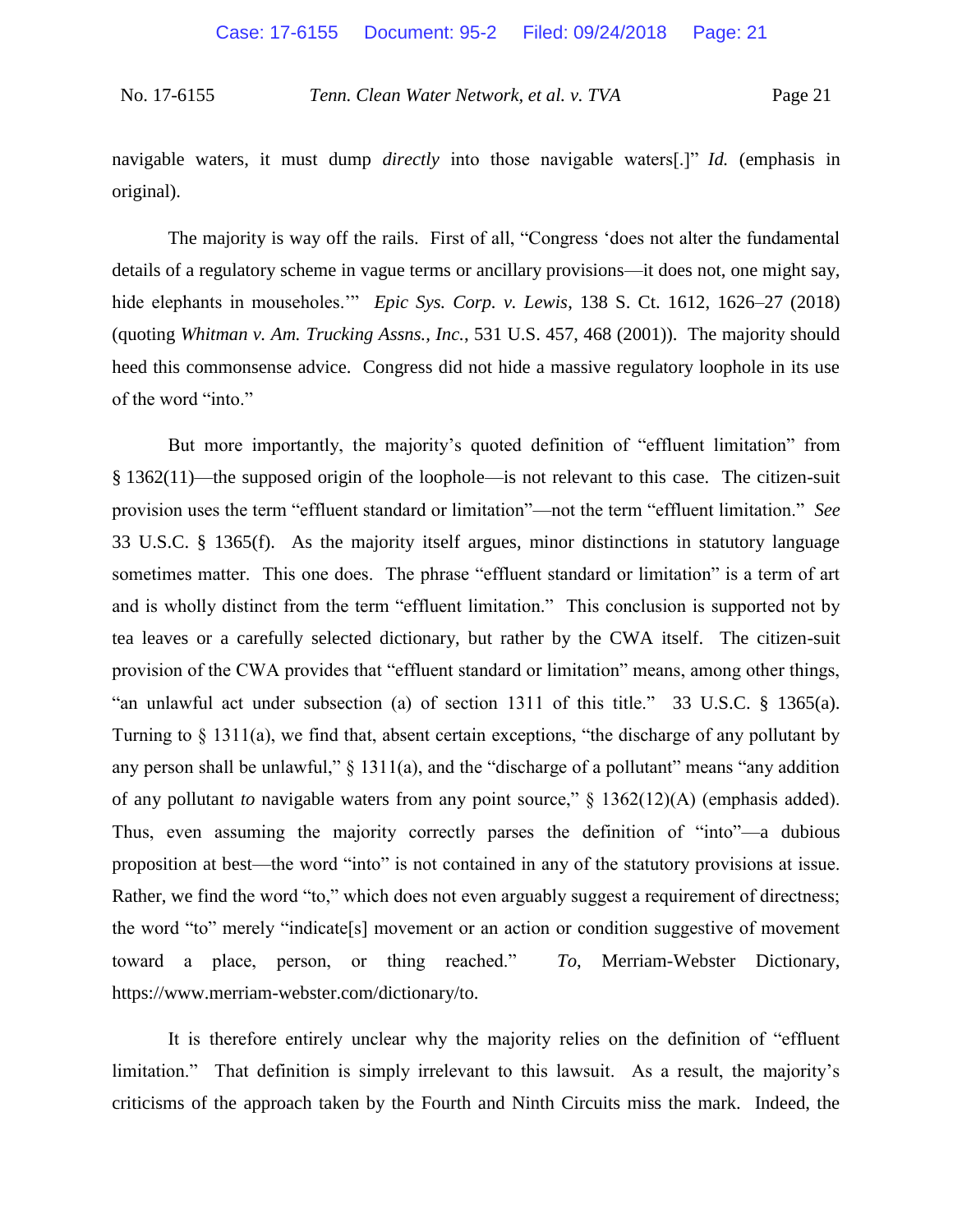navigable waters, it must dump *directly* into those navigable waters[.]" *Id.* (emphasis in original).

The majority is way off the rails. First of all, "Congress 'does not alter the fundamental details of a regulatory scheme in vague terms or ancillary provisions—it does not, one might say, hide elephants in mouseholes.'" *Epic Sys. Corp. v. Lewis*, 138 S. Ct. 1612, 1626–27 (2018) (quoting *Whitman v. Am. Trucking Assns., Inc.*, 531 U.S. 457, 468 (2001)). The majority should heed this commonsense advice. Congress did not hide a massive regulatory loophole in its use of the word "into."

But more importantly, the majority's quoted definition of "effluent limitation" from § 1362(11)—the supposed origin of the loophole—is not relevant to this case. The citizen-suit provision uses the term "effluent standard or limitation"—not the term "effluent limitation." *See* 33 U.S.C. § 1365(f). As the majority itself argues, minor distinctions in statutory language sometimes matter. This one does. The phrase "effluent standard or limitation" is a term of art and is wholly distinct from the term "effluent limitation." This conclusion is supported not by tea leaves or a carefully selected dictionary, but rather by the CWA itself. The citizen-suit provision of the CWA provides that "effluent standard or limitation" means, among other things, "an unlawful act under subsection (a) of section 1311 of this title." 33 U.S.C. § 1365(a). Turning to § 1311(a), we find that, absent certain exceptions, "the discharge of any pollutant by any person shall be unlawful," § 1311(a), and the "discharge of a pollutant" means "any addition of any pollutant *to* navigable waters from any point source," § 1362(12)(A) (emphasis added). Thus, even assuming the majority correctly parses the definition of "into"—a dubious proposition at best—the word "into" is not contained in any of the statutory provisions at issue. Rather, we find the word "to," which does not even arguably suggest a requirement of directness; the word "to" merely "indicate[s] movement or an action or condition suggestive of movement toward a place, person, or thing reached." *To*, Merriam-Webster Dictionary, https://www.merriam-webster.com/dictionary/to.

It is therefore entirely unclear why the majority relies on the definition of "effluent limitation." That definition is simply irrelevant to this lawsuit. As a result, the majority's criticisms of the approach taken by the Fourth and Ninth Circuits miss the mark. Indeed, the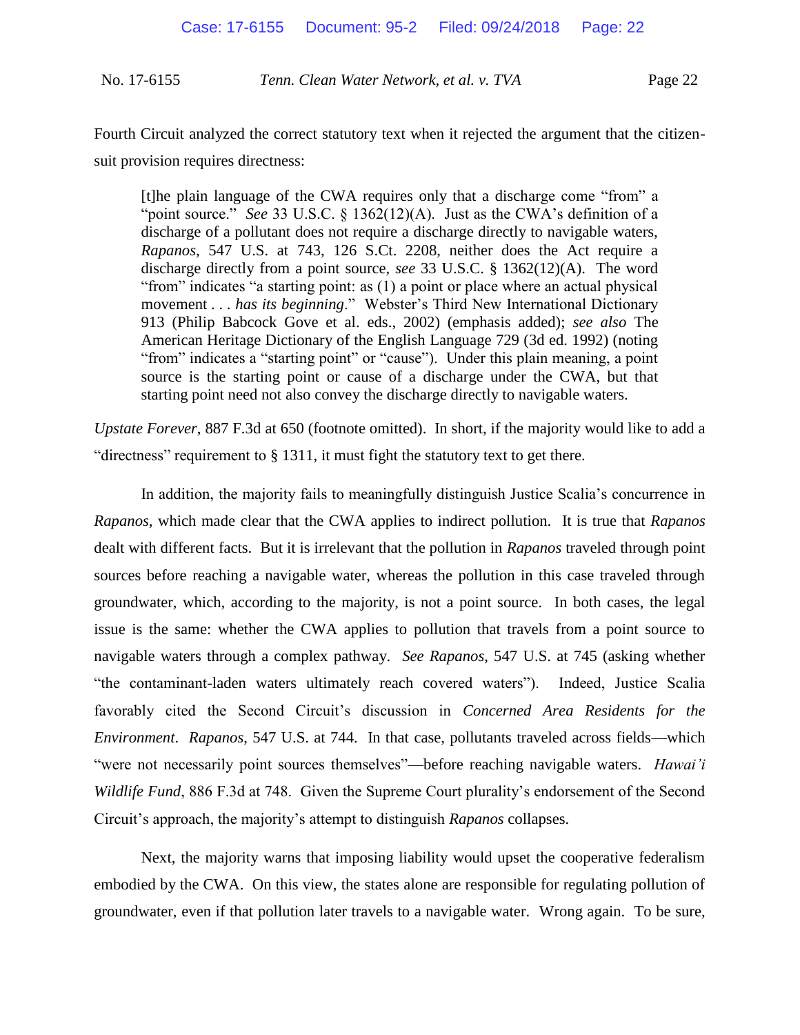Fourth Circuit analyzed the correct statutory text when it rejected the argument that the citizen-suit provision requires directness:

> [t]he plain language of the CWA requires only that a discharge come "from" a "point source." *See* 33 U.S.C. § 1362(12)(A). Just as the CWA's definition of a discharge of a pollutant does not require a discharge directly to navigable waters, *Rapanos*, 547 U.S. at 743, 126 S.Ct. 2208, neither does the Act require a discharge directly from a point source, *see* 33 U.S.C. § 1362(12)(A). The word "from" indicates "a starting point: as (1) a point or place where an actual physical movement . . . *has its beginning*." Webster's Third New International Dictionary 913 (Philip Babcock Gove et al. eds., 2002) (emphasis added); *see also* The American Heritage Dictionary of the English Language 729 (3d ed. 1992) (noting "from" indicates a "starting point" or "cause"). Under this plain meaning, a point source is the starting point or cause of a discharge under the CWA, but that starting point need not also convey the discharge directly to navigable waters.

*Upstate Forever*, 887 F.3d at 650 (footnote omitted). In short, if the majority would like to add a "directness" requirement to § 1311, it must fight the statutory text to get there.

In addition, the majority fails to meaningfully distinguish Justice Scalia's concurrence in *Rapanos*, which made clear that the CWA applies to indirect pollution. It is true that *Rapanos* dealt with different facts. But it is irrelevant that the pollution in *Rapanos* traveled through point sources before reaching a navigable water, whereas the pollution in this case traveled through groundwater, which, according to the majority, is not a point source. In both cases, the legal issue is the same: whether the CWA applies to pollution that travels from a point source to navigable waters through a complex pathway. *See Rapanos*, 547 U.S. at 745 (asking whether "the contaminant-laden waters ultimately reach covered waters"). Indeed, Justice Scalia favorably cited the Second Circuit's discussion in *Concerned Area Residents for the Environment*. *Rapanos*, 547 U.S. at 744. In that case, pollutants traveled across fields—which "were not necessarily point sources themselves"—before reaching navigable waters. *Hawai'i Wildlife Fund*, 886 F.3d at 748. Given the Supreme Court plurality's endorsement of the Second Circuit's approach, the majority's attempt to distinguish *Rapanos* collapses.

Next, the majority warns that imposing liability would upset the cooperative federalism embodied by the CWA. On this view, the states alone are responsible for regulating pollution of groundwater, even if that pollution later travels to a navigable water. Wrong again. To be sure,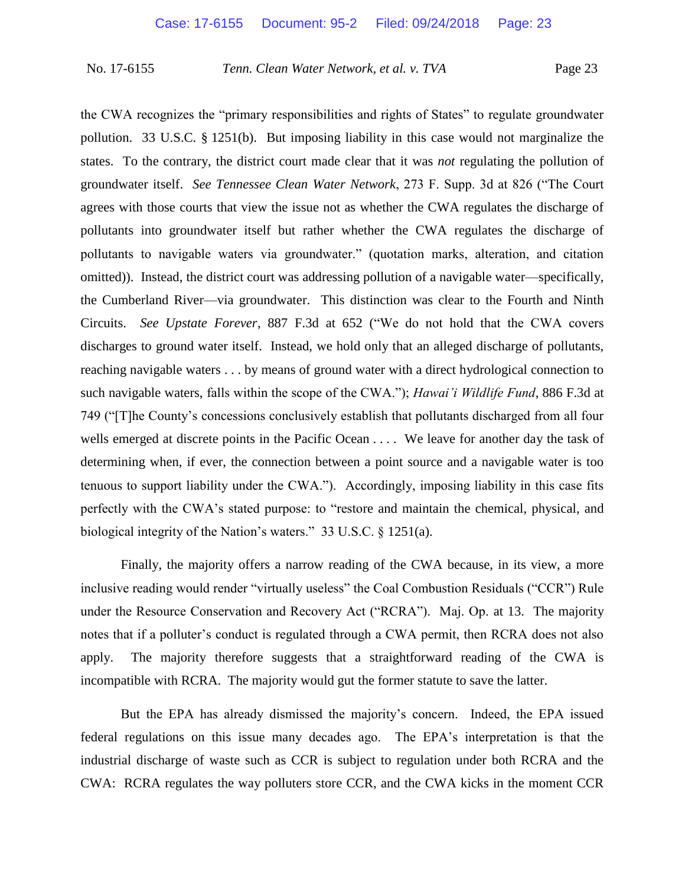the CWA recognizes the "primary responsibilities and rights of States" to regulate groundwater pollution. 33 U.S.C. § 1251(b). But imposing liability in this case would not marginalize the states. To the contrary, the district court made clear that it was *not* regulating the pollution of groundwater itself. *See Tennessee Clean Water Network*, 273 F. Supp. 3d at 826 ("The Court agrees with those courts that view the issue not as whether the CWA regulates the discharge of pollutants into groundwater itself but rather whether the CWA regulates the discharge of pollutants to navigable waters via groundwater." (quotation marks, alteration, and citation omitted)). Instead, the district court was addressing pollution of a navigable water—specifically, the Cumberland River—via groundwater. This distinction was clear to the Fourth and Ninth Circuits. *See Upstate Forever*, 887 F.3d at 652 ("We do not hold that the CWA covers discharges to ground water itself. Instead, we hold only that an alleged discharge of pollutants, reaching navigable waters . . . by means of ground water with a direct hydrological connection to such navigable waters, falls within the scope of the CWA."); *Hawai'i Wildlife Fund*, 886 F.3d at 749 ("[T]he County's concessions conclusively establish that pollutants discharged from all four wells emerged at discrete points in the Pacific Ocean . . . . We leave for another day the task of determining when, if ever, the connection between a point source and a navigable water is too tenuous to support liability under the CWA."). Accordingly, imposing liability in this case fits perfectly with the CWA's stated purpose: to "restore and maintain the chemical, physical, and biological integrity of the Nation's waters." 33 U.S.C. § 1251(a).

Finally, the majority offers a narrow reading of the CWA because, in its view, a more inclusive reading would render "virtually useless" the Coal Combustion Residuals ("CCR") Rule under the Resource Conservation and Recovery Act ("RCRA"). Maj. Op. at 13. The majority notes that if a polluter's conduct is regulated through a CWA permit, then RCRA does not also apply. The majority therefore suggests that a straightforward reading of the CWA is incompatible with RCRA. The majority would gut the former statute to save the latter.

But the EPA has already dismissed the majority's concern. Indeed, the EPA issued federal regulations on this issue many decades ago. The EPA's interpretation is that the industrial discharge of waste such as CCR is subject to regulation under both RCRA and the CWA: RCRA regulates the way polluters store CCR, and the CWA kicks in the moment CCR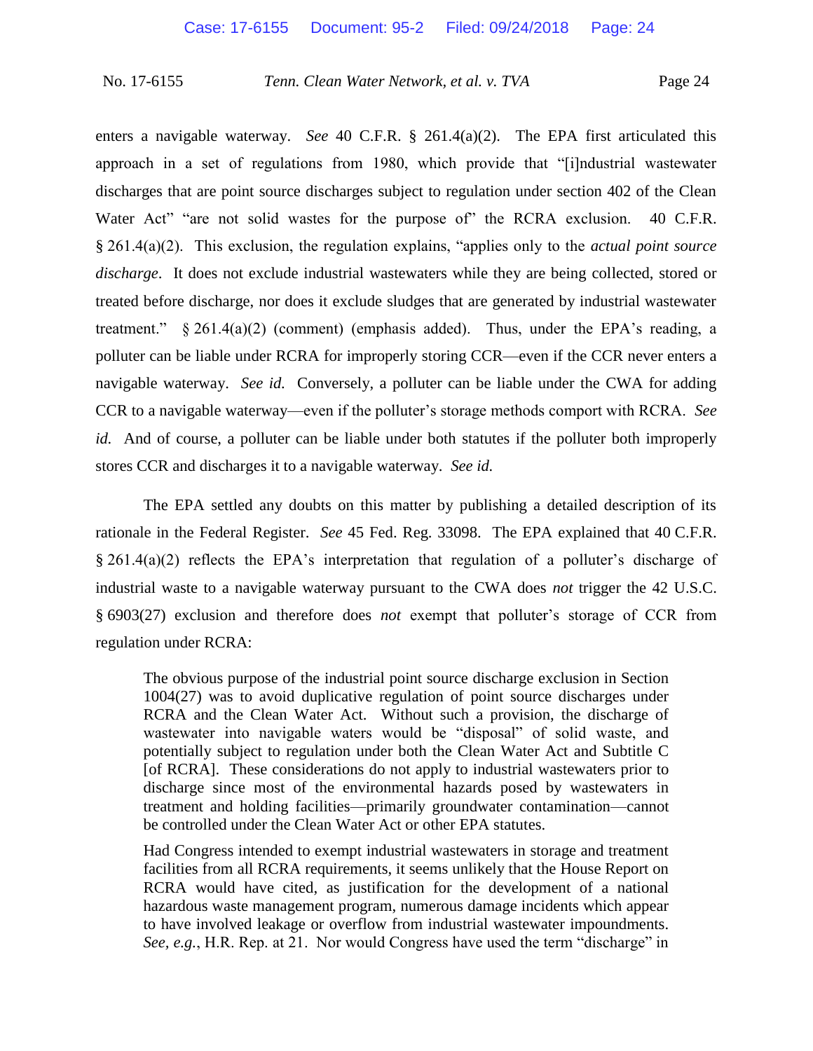enters a navigable waterway. *See* 40 C.F.R. § 261.4(a)(2). The EPA first articulated this approach in a set of regulations from 1980, which provide that "[i]ndustrial wastewater discharges that are point source discharges subject to regulation under section 402 of the Clean Water Act" "are not solid wastes for the purpose of" the RCRA exclusion. 40 C.F.R. § 261.4(a)(2). This exclusion, the regulation explains, "applies only to the *actual point source discharge*. It does not exclude industrial wastewaters while they are being collected, stored or treated before discharge, nor does it exclude sludges that are generated by industrial wastewater treatment." § 261.4(a)(2) (comment) (emphasis added). Thus, under the EPA's reading, a polluter can be liable under RCRA for improperly storing CCR—even if the CCR never enters a navigable waterway. *See id.* Conversely, a polluter can be liable under the CWA for adding CCR to a navigable waterway—even if the polluter's storage methods comport with RCRA. *See id.* And of course, a polluter can be liable under both statutes if the polluter both improperly stores CCR and discharges it to a navigable waterway. *See id.*

The EPA settled any doubts on this matter by publishing a detailed description of its rationale in the Federal Register. *See* 45 Fed. Reg. 33098. The EPA explained that 40 C.F.R. § 261.4(a)(2) reflects the EPA's interpretation that regulation of a polluter's discharge of industrial waste to a navigable waterway pursuant to the CWA does *not* trigger the 42 U.S.C. § 6903(27) exclusion and therefore does *not* exempt that polluter's storage of CCR from regulation under RCRA:

> The obvious purpose of the industrial point source discharge exclusion in Section 1004(27) was to avoid duplicative regulation of point source discharges under RCRA and the Clean Water Act. Without such a provision, the discharge of wastewater into navigable waters would be "disposal" of solid waste, and potentially subject to regulation under both the Clean Water Act and Subtitle C [of RCRA]. These considerations do not apply to industrial wastewaters prior to discharge since most of the environmental hazards posed by wastewaters in treatment and holding facilities—primarily groundwater contamination—cannot be controlled under the Clean Water Act or other EPA statutes.
>
> Had Congress intended to exempt industrial wastewaters in storage and treatment facilities from all RCRA requirements, it seems unlikely that the House Report on RCRA would have cited, as justification for the development of a national hazardous waste management program, numerous damage incidents which appear to have involved leakage or overflow from industrial wastewater impoundments. *See, e.g.*, H.R. Rep. at 21. Nor would Congress have used the term "discharge" in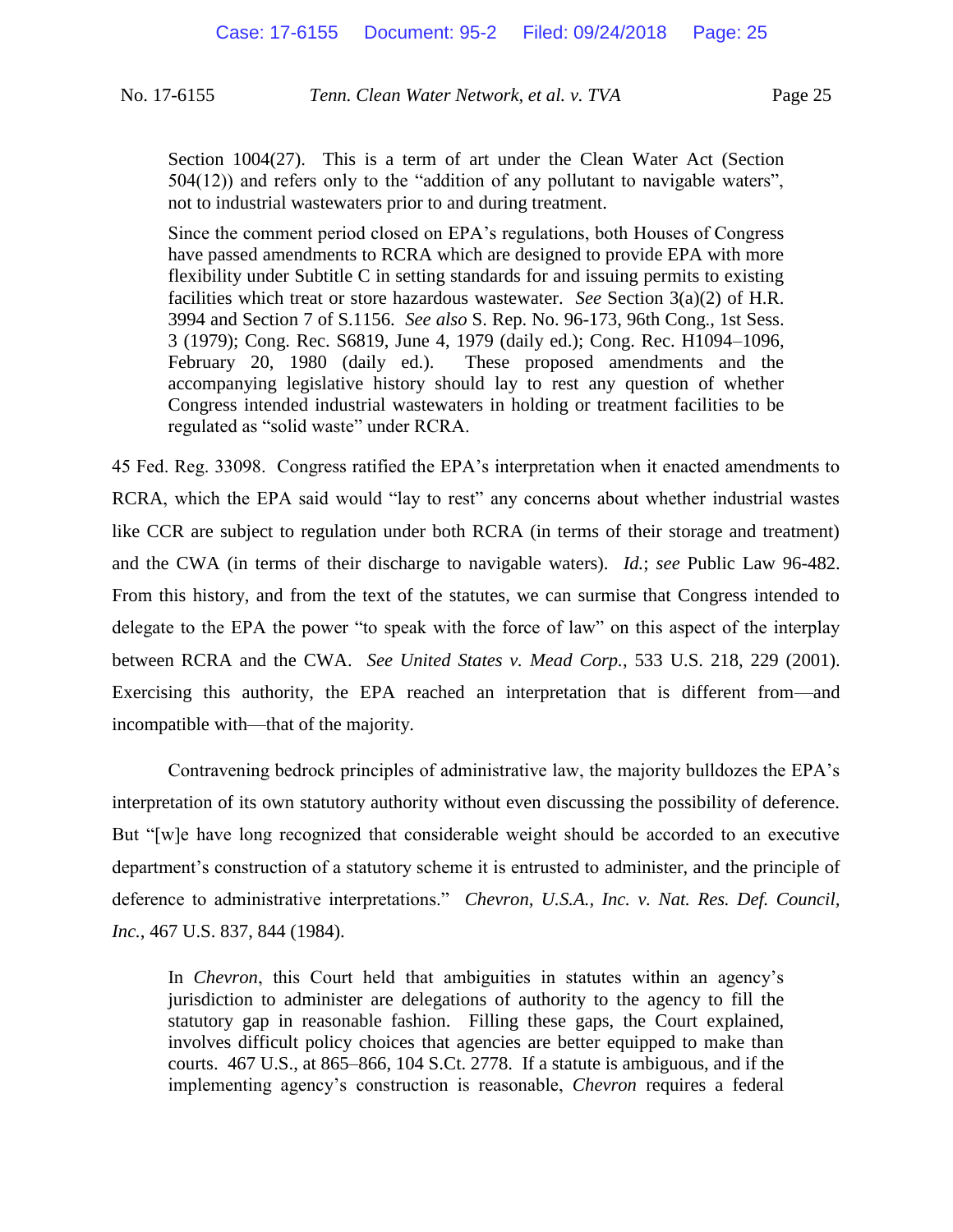> Section 1004(27). This is a term of art under the Clean Water Act (Section 504(12)) and refers only to the "addition of any pollutant to navigable waters", not to industrial wastewaters prior to and during treatment.
>
> Since the comment period closed on EPA's regulations, both Houses of Congress have passed amendments to RCRA which are designed to provide EPA with more flexibility under Subtitle C in setting standards for and issuing permits to existing facilities which treat or store hazardous wastewater. *See* Section 3(a)(2) of H.R. 3994 and Section 7 of S.1156. *See also* S. Rep. No. 96-173, 96th Cong., 1st Sess. 3 (1979); Cong. Rec. S6819, June 4, 1979 (daily ed.); Cong. Rec. H1094–1096, February 20, 1980 (daily ed.). These proposed amendments and the accompanying legislative history should lay to rest any question of whether Congress intended industrial wastewaters in holding or treatment facilities to be regulated as "solid waste" under RCRA.

45 Fed. Reg. 33098. Congress ratified the EPA's interpretation when it enacted amendments to RCRA, which the EPA said would "lay to rest" any concerns about whether industrial wastes like CCR are subject to regulation under both RCRA (in terms of their storage and treatment) and the CWA (in terms of their discharge to navigable waters). *Id.*; *see* Public Law 96-482. From this history, and from the text of the statutes, we can surmise that Congress intended to delegate to the EPA the power "to speak with the force of law" on this aspect of the interplay between RCRA and the CWA. *See United States v. Mead Corp.*, 533 U.S. 218, 229 (2001). Exercising this authority, the EPA reached an interpretation that is different from—and incompatible with—that of the majority.

Contravening bedrock principles of administrative law, the majority bulldozes the EPA's interpretation of its own statutory authority without even discussing the possibility of deference. But "[w]e have long recognized that considerable weight should be accorded to an executive department's construction of a statutory scheme it is entrusted to administer, and the principle of deference to administrative interpretations." *Chevron, U.S.A., Inc. v. Nat. Res. Def. Council, Inc.*, 467 U.S. 837, 844 (1984).

> In *Chevron*, this Court held that ambiguities in statutes within an agency's jurisdiction to administer are delegations of authority to the agency to fill the statutory gap in reasonable fashion. Filling these gaps, the Court explained, involves difficult policy choices that agencies are better equipped to make than courts. 467 U.S., at 865–866, 104 S.Ct. 2778. If a statute is ambiguous, and if the implementing agency's construction is reasonable, *Chevron* requires a federal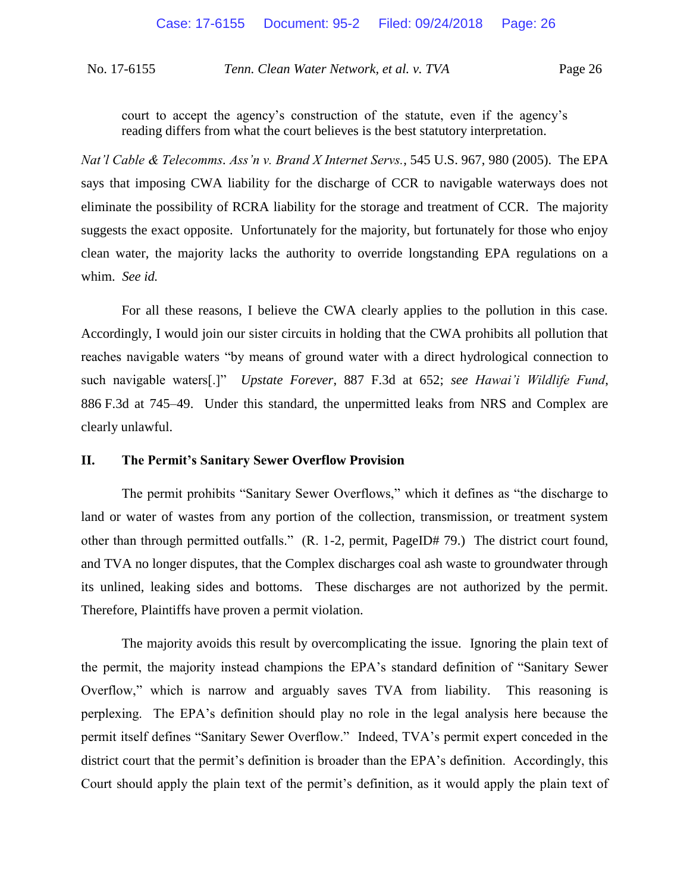> court to accept the agency's construction of the statute, even if the agency's reading differs from what the court believes is the best statutory interpretation.

*Nat'l Cable & Telecomms. Ass'n v. Brand X Internet Servs.*, 545 U.S. 967, 980 (2005). The EPA says that imposing CWA liability for the discharge of CCR to navigable waterways does not eliminate the possibility of RCRA liability for the storage and treatment of CCR. The majority suggests the exact opposite. Unfortunately for the majority, but fortunately for those who enjoy clean water, the majority lacks the authority to override longstanding EPA regulations on a whim. *See id.*

For all these reasons, I believe the CWA clearly applies to the pollution in this case. Accordingly, I would join our sister circuits in holding that the CWA prohibits all pollution that reaches navigable waters "by means of ground water with a direct hydrological connection to such navigable waters[.]" *Upstate Forever*, 887 F.3d at 652; *see Hawai'i Wildlife Fund*, 886 F.3d at 745–49. Under this standard, the unpermitted leaks from NRS and Complex are clearly unlawful.

## II. The Permit's Sanitary Sewer Overflow Provision

The permit prohibits "Sanitary Sewer Overflows," which it defines as "the discharge to land or water of wastes from any portion of the collection, transmission, or treatment system other than through permitted outfalls." (R. 1-2, permit, PageID# 79.) The district court found, and TVA no longer disputes, that the Complex discharges coal ash waste to groundwater through its unlined, leaking sides and bottoms. These discharges are not authorized by the permit. Therefore, Plaintiffs have proven a permit violation.

The majority avoids this result by overcomplicating the issue. Ignoring the plain text of the permit, the majority instead champions the EPA's standard definition of "Sanitary Sewer Overflow," which is narrow and arguably saves TVA from liability. This reasoning is perplexing. The EPA's definition should play no role in the legal analysis here because the permit itself defines "Sanitary Sewer Overflow." Indeed, TVA's permit expert conceded in the district court that the permit's definition is broader than the EPA's definition. Accordingly, this Court should apply the plain text of the permit's definition, as it would apply the plain text of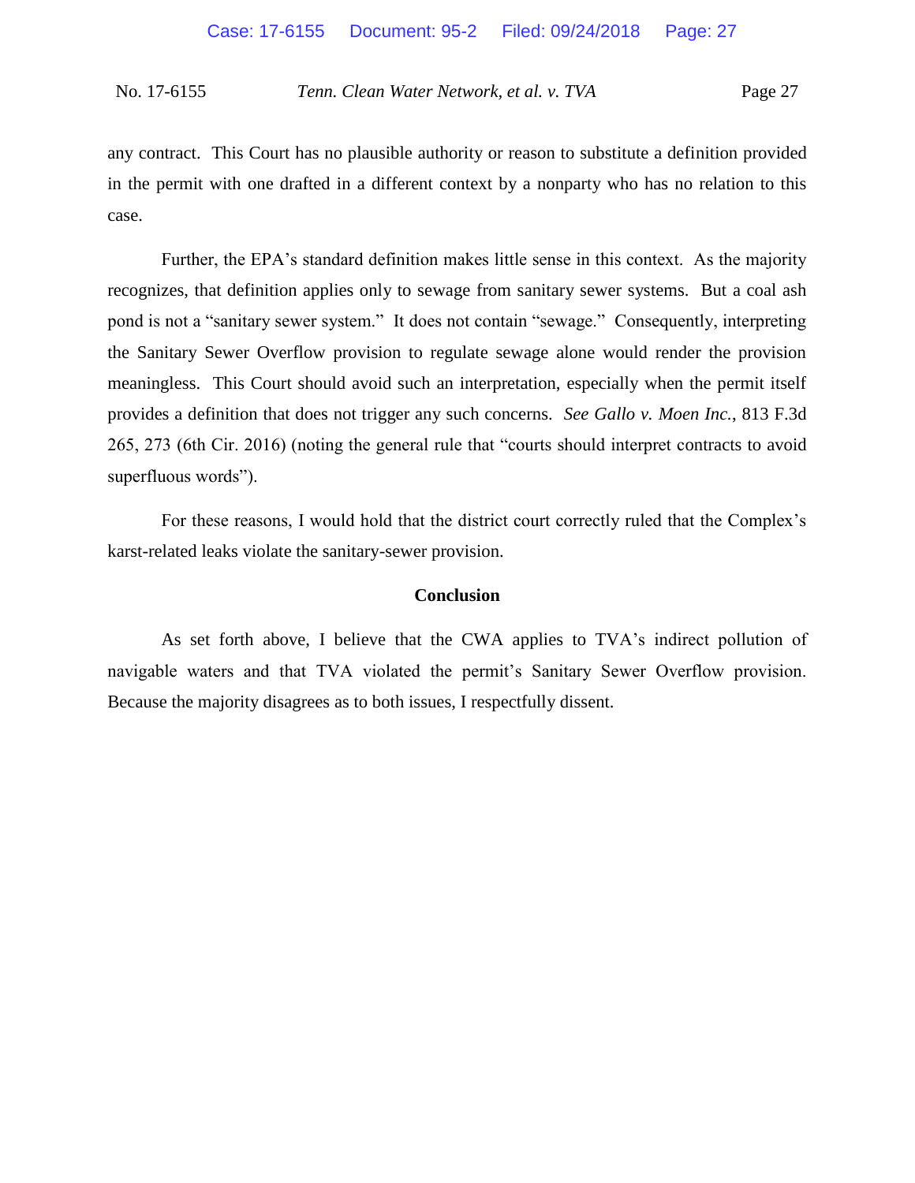any contract. This Court has no plausible authority or reason to substitute a definition provided in the permit with one drafted in a different context by a nonparty who has no relation to this case.

Further, the EPA's standard definition makes little sense in this context. As the majority recognizes, that definition applies only to sewage from sanitary sewer systems. But a coal ash pond is not a "sanitary sewer system." It does not contain "sewage." Consequently, interpreting the Sanitary Sewer Overflow provision to regulate sewage alone would render the provision meaningless. This Court should avoid such an interpretation, especially when the permit itself provides a definition that does not trigger any such concerns. *See Gallo v. Moen Inc.*, 813 F.3d 265, 273 (6th Cir. 2016) (noting the general rule that "courts should interpret contracts to avoid superfluous words").

For these reasons, I would hold that the district court correctly ruled that the Complex's karst-related leaks violate the sanitary-sewer provision.

**Conclusion**

As set forth above, I believe that the CWA applies to TVA's indirect pollution of navigable waters and that TVA violated the permit's Sanitary Sewer Overflow provision. Because the majority disagrees as to both issues, I respectfully dissent.